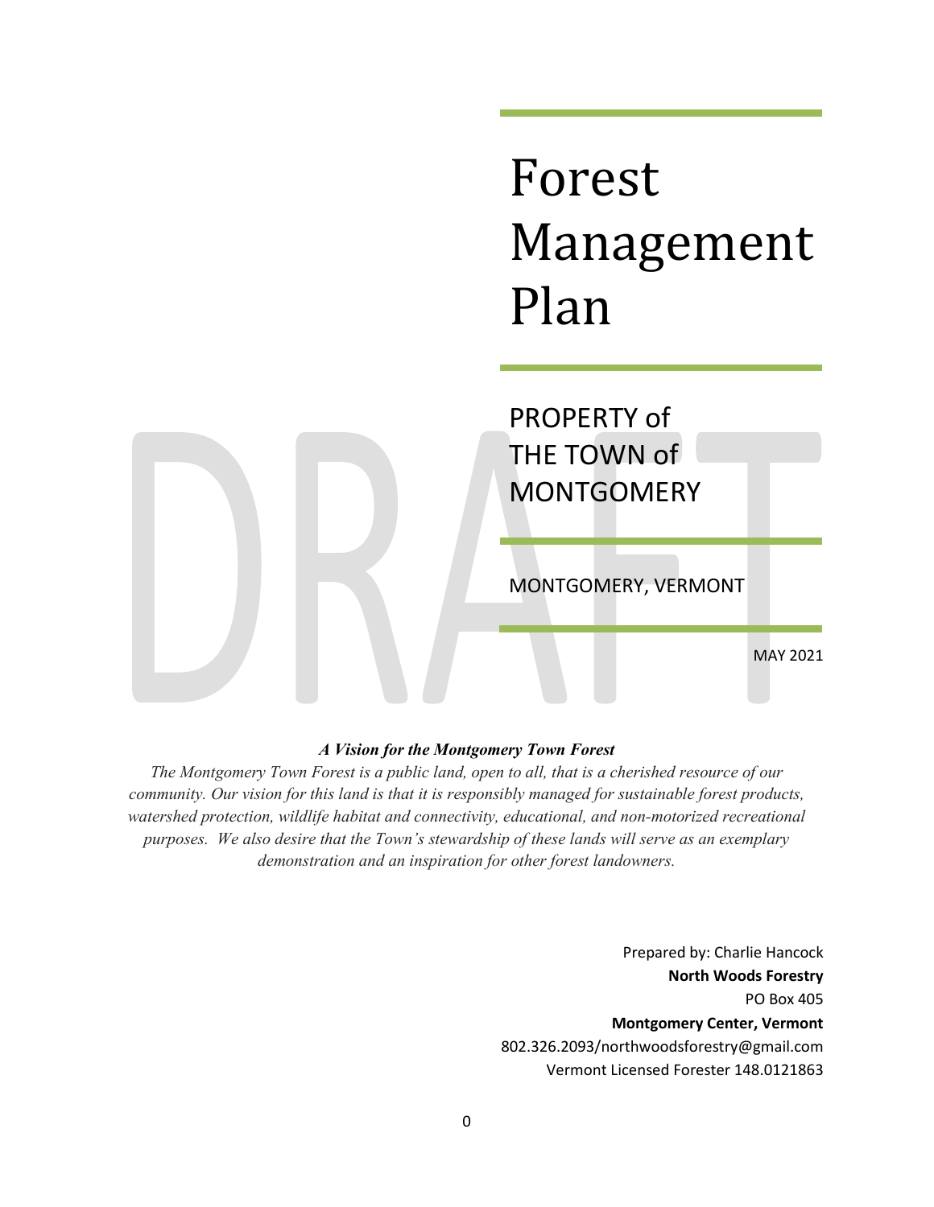# Forest Management Plan

## PROPERTY of THE TOWN of MONTGOMERY

MONTGOMERY, VERMONT

MAY 2021

DRAFT

***A Vision for the Montgomery Town Forest***

*The Montgomery Town Forest is a public land, open to all, that is a cherished resource of our community. Our vision for this land is that it is responsibly managed for sustainable forest products, watershed protection, wildlife habitat and connectivity, educational, and non-motorized recreational purposes. We also desire that the Town's stewardship of these lands will serve as an exemplary demonstration and an inspiration for other forest landowners.*

Prepared by: Charlie Hancock
**North Woods Forestry**
PO Box 405
**Montgomery Center, Vermont**
802.326.2093/northwoodsforestry@gmail.com
Vermont Licensed Forester 148.0121863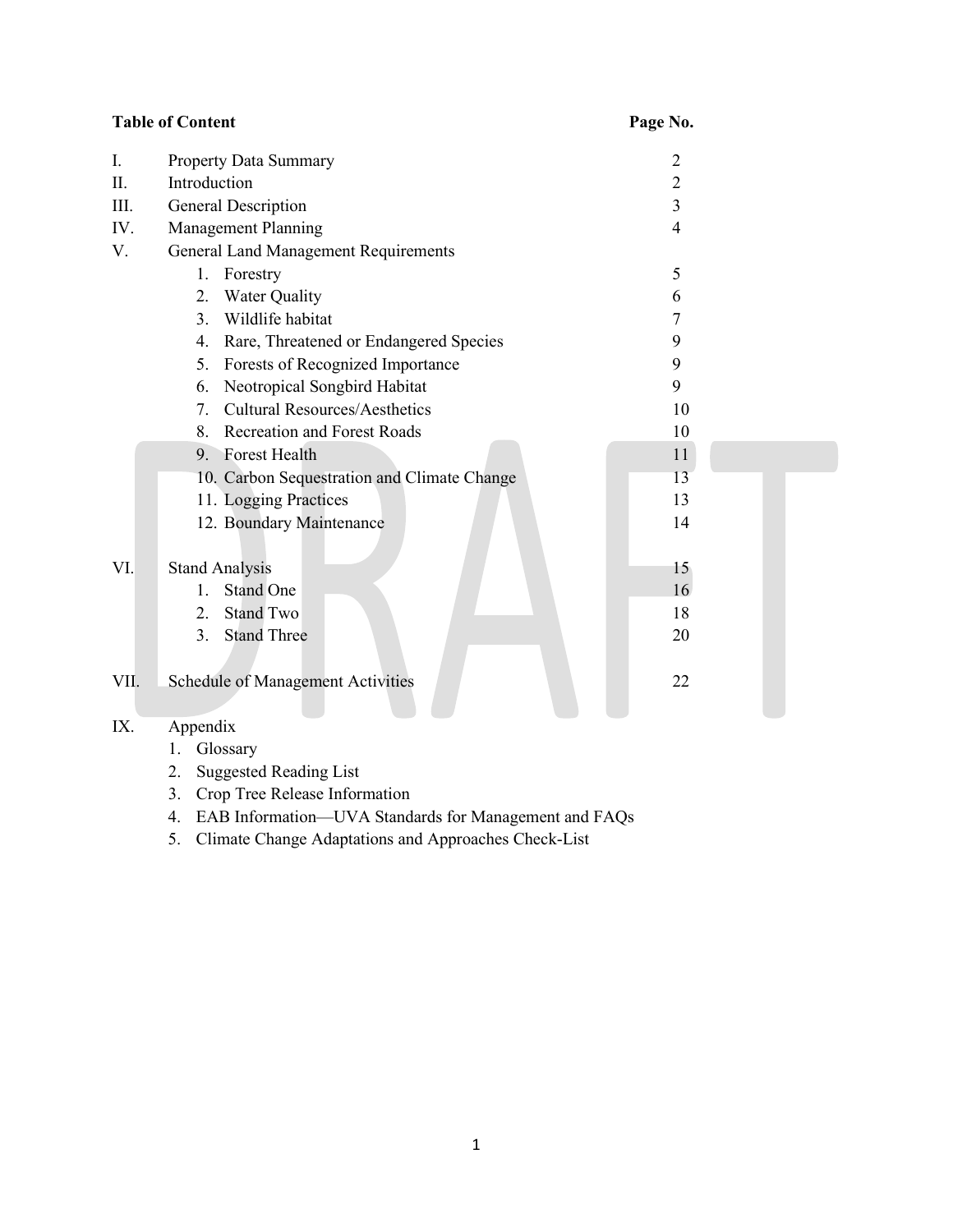**Table of Content** **Page No.**

| | | Page No. |
|---|---|---|
| I. | Property Data Summary | 2 |
| II. | Introduction | 2 |
| III. | General Description | 3 |
| IV. | Management Planning | 4 |
| V. | General Land Management Requirements | |
| | 1. Forestry | 5 |
| | 2. Water Quality | 6 |
| | 3. Wildlife habitat | 7 |
| | 4. Rare, Threatened or Endangered Species | 9 |
| | 5. Forests of Recognized Importance | 9 |
| | 6. Neotropical Songbird Habitat | 9 |
| | 7. Cultural Resources/Aesthetics | 10 |
| | 8. Recreation and Forest Roads | 10 |
| | 9. Forest Health | 11 |
| | 10. Carbon Sequestration and Climate Change | 13 |
| | 11. Logging Practices | 13 |
| | 12. Boundary Maintenance | 14 |
| VI. | Stand Analysis | 15 |
| | 1. Stand One | 16 |
| | 2. Stand Two | 18 |
| | 3. Stand Three | 20 |
| VII. | Schedule of Management Activities | 22 |
| IX. | Appendix | |
| | 1. Glossary | |
| | 2. Suggested Reading List | |
| | 3. Crop Tree Release Information | |
| | 4. EAB Information—UVA Standards for Management and FAQs | |
| | 5. Climate Change Adaptations and Approaches Check-List | |

DRAFT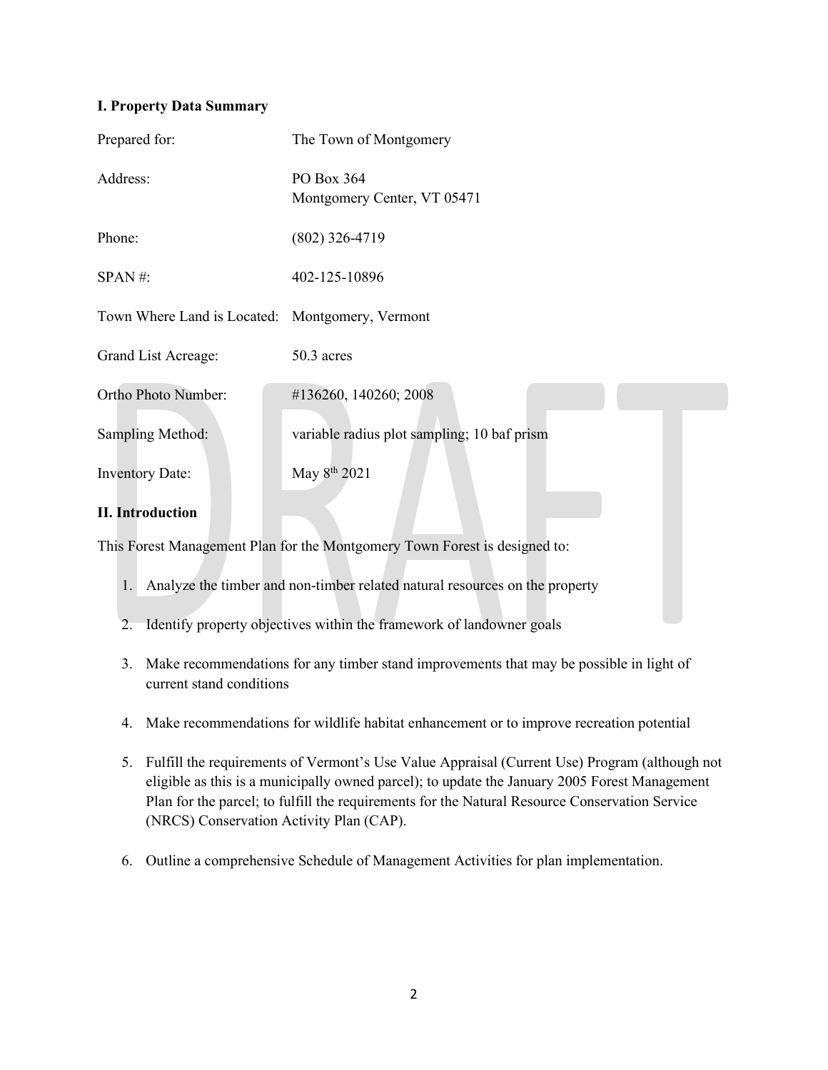## I. Property Data Summary

| | |
|---|---|
| Prepared for: | The Town of Montgomery |
| Address: | PO Box 364<br>Montgomery Center, VT 05471 |
| Phone: | (802) 326-4719 |
| SPAN #: | 402-125-10896 |
| Town Where Land is Located: | Montgomery, Vermont |
| Grand List Acreage: | 50.3 acres |
| Ortho Photo Number: | #136260, 140260; 2008 |
| Sampling Method: | variable radius plot sampling; 10 baf prism |
| Inventory Date: | May 8th 2021 |

## II. Introduction

This Forest Management Plan for the Montgomery Town Forest is designed to:

1. Analyze the timber and non-timber related natural resources on the property
2. Identify property objectives within the framework of landowner goals
3. Make recommendations for any timber stand improvements that may be possible in light of current stand conditions
4. Make recommendations for wildlife habitat enhancement or to improve recreation potential
5. Fulfill the requirements of Vermont's Use Value Appraisal (Current Use) Program (although not eligible as this is a municipally owned parcel); to update the January 2005 Forest Management Plan for the parcel; to fulfill the requirements for the Natural Resource Conservation Service (NRCS) Conservation Activity Plan (CAP).
6. Outline a comprehensive Schedule of Management Activities for plan implementation.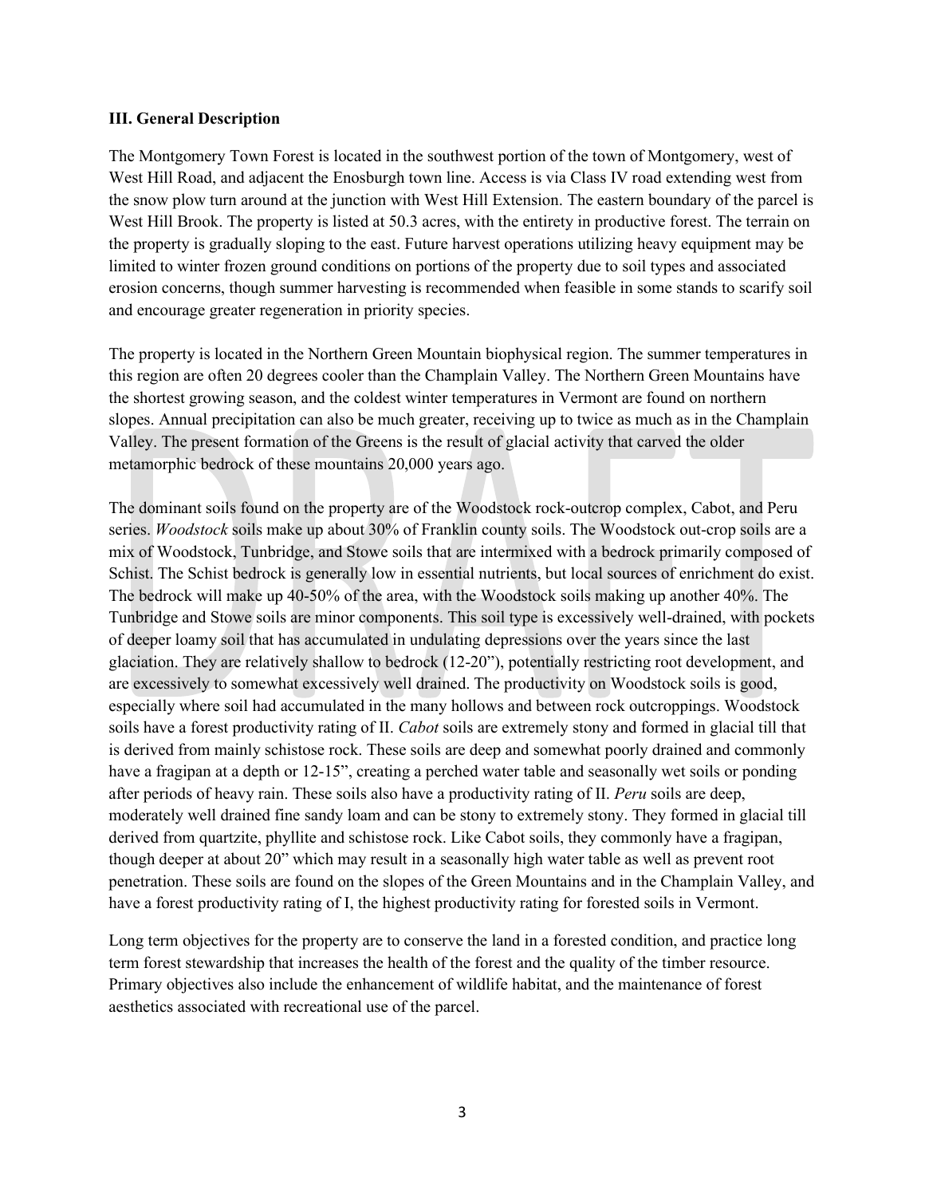### III. General Description

The Montgomery Town Forest is located in the southwest portion of the town of Montgomery, west of West Hill Road, and adjacent the Enosburgh town line. Access is via Class IV road extending west from the snow plow turn around at the junction with West Hill Extension. The eastern boundary of the parcel is West Hill Brook. The property is listed at 50.3 acres, with the entirety in productive forest. The terrain on the property is gradually sloping to the east. Future harvest operations utilizing heavy equipment may be limited to winter frozen ground conditions on portions of the property due to soil types and associated erosion concerns, though summer harvesting is recommended when feasible in some stands to scarify soil and encourage greater regeneration in priority species.

The property is located in the Northern Green Mountain biophysical region. The summer temperatures in this region are often 20 degrees cooler than the Champlain Valley. The Northern Green Mountains have the shortest growing season, and the coldest winter temperatures in Vermont are found on northern slopes. Annual precipitation can also be much greater, receiving up to twice as much as in the Champlain Valley. The present formation of the Greens is the result of glacial activity that carved the older metamorphic bedrock of these mountains 20,000 years ago.

The dominant soils found on the property are of the Woodstock rock-outcrop complex, Cabot, and Peru series. *Woodstock* soils make up about 30% of Franklin county soils. The Woodstock out-crop soils are a mix of Woodstock, Tunbridge, and Stowe soils that are intermixed with a bedrock primarily composed of Schist. The Schist bedrock is generally low in essential nutrients, but local sources of enrichment do exist. The bedrock will make up 40-50% of the area, with the Woodstock soils making up another 40%. The Tunbridge and Stowe soils are minor components. This soil type is excessively well-drained, with pockets of deeper loamy soil that has accumulated in undulating depressions over the years since the last glaciation. They are relatively shallow to bedrock (12-20"), potentially restricting root development, and are excessively to somewhat excessively well drained. The productivity on Woodstock soils is good, especially where soil had accumulated in the many hollows and between rock outcroppings. Woodstock soils have a forest productivity rating of II. *Cabot* soils are extremely stony and formed in glacial till that is derived from mainly schistose rock. These soils are deep and somewhat poorly drained and commonly have a fragipan at a depth or 12-15", creating a perched water table and seasonally wet soils or ponding after periods of heavy rain. These soils also have a productivity rating of II. *Peru* soils are deep, moderately well drained fine sandy loam and can be stony to extremely stony. They formed in glacial till derived from quartzite, phyllite and schistose rock. Like Cabot soils, they commonly have a fragipan, though deeper at about 20" which may result in a seasonally high water table as well as prevent root penetration. These soils are found on the slopes of the Green Mountains and in the Champlain Valley, and have a forest productivity rating of I, the highest productivity rating for forested soils in Vermont.

Long term objectives for the property are to conserve the land in a forested condition, and practice long term forest stewardship that increases the health of the forest and the quality of the timber resource. Primary objectives also include the enhancement of wildlife habitat, and the maintenance of forest aesthetics associated with recreational use of the parcel.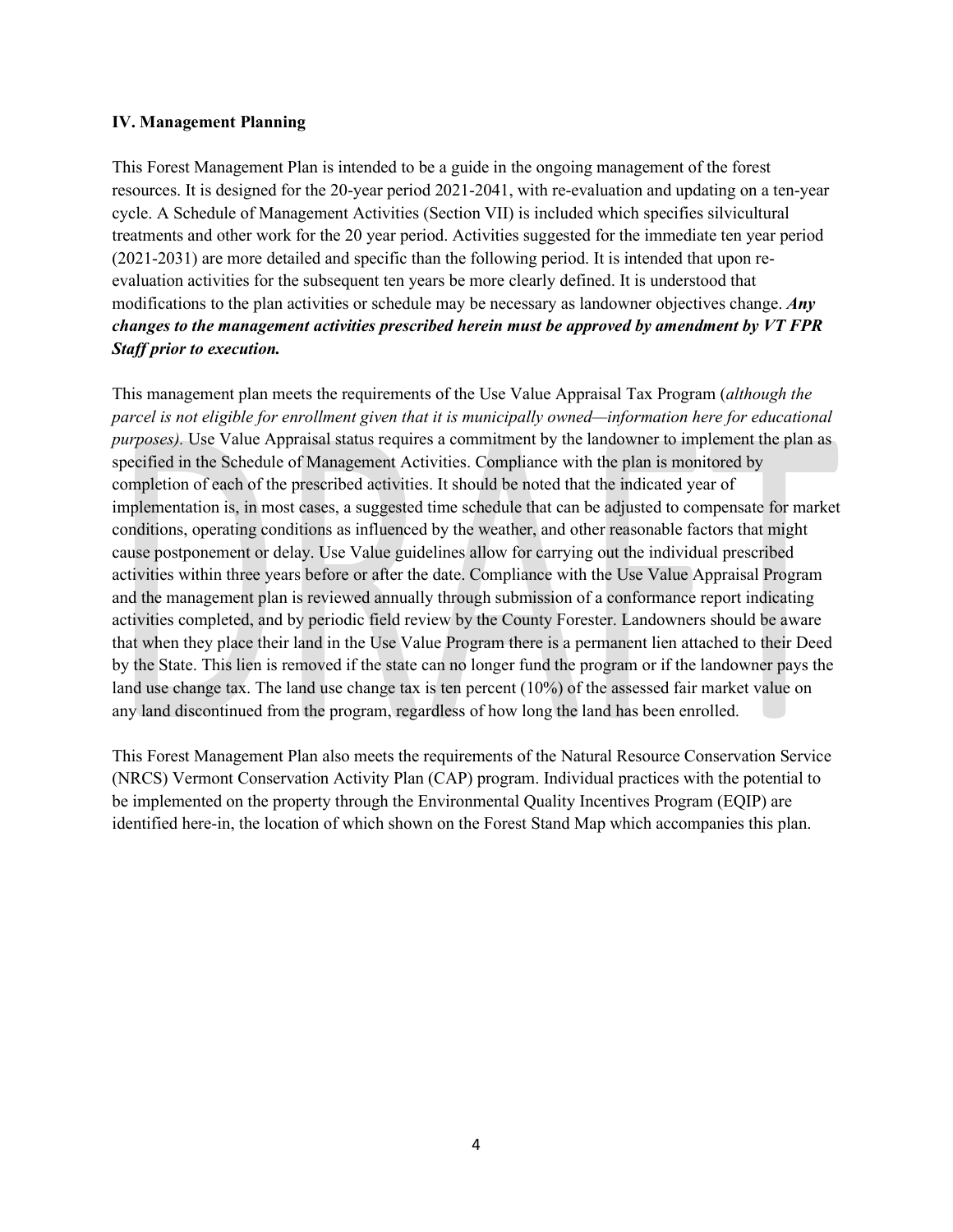## IV. Management Planning

This Forest Management Plan is intended to be a guide in the ongoing management of the forest resources. It is designed for the 20-year period 2021-2041, with re-evaluation and updating on a ten-year cycle. A Schedule of Management Activities (Section VII) is included which specifies silvicultural treatments and other work for the 20 year period. Activities suggested for the immediate ten year period (2021-2031) are more detailed and specific than the following period. It is intended that upon re-evaluation activities for the subsequent ten years be more clearly defined. It is understood that modifications to the plan activities or schedule may be necessary as landowner objectives change. ***Any changes to the management activities prescribed herein must be approved by amendment by VT FPR Staff prior to execution.***

This management plan meets the requirements of the Use Value Appraisal Tax Program (*although the parcel is not eligible for enrollment given that it is municipally owned—information here for educational purposes).* Use Value Appraisal status requires a commitment by the landowner to implement the plan as specified in the Schedule of Management Activities. Compliance with the plan is monitored by completion of each of the prescribed activities. It should be noted that the indicated year of implementation is, in most cases, a suggested time schedule that can be adjusted to compensate for market conditions, operating conditions as influenced by the weather, and other reasonable factors that might cause postponement or delay. Use Value guidelines allow for carrying out the individual prescribed activities within three years before or after the date. Compliance with the Use Value Appraisal Program and the management plan is reviewed annually through submission of a conformance report indicating activities completed, and by periodic field review by the County Forester. Landowners should be aware that when they place their land in the Use Value Program there is a permanent lien attached to their Deed by the State. This lien is removed if the state can no longer fund the program or if the landowner pays the land use change tax. The land use change tax is ten percent (10%) of the assessed fair market value on any land discontinued from the program, regardless of how long the land has been enrolled.

This Forest Management Plan also meets the requirements of the Natural Resource Conservation Service (NRCS) Vermont Conservation Activity Plan (CAP) program. Individual practices with the potential to be implemented on the property through the Environmental Quality Incentives Program (EQIP) are identified here-in, the location of which shown on the Forest Stand Map which accompanies this plan.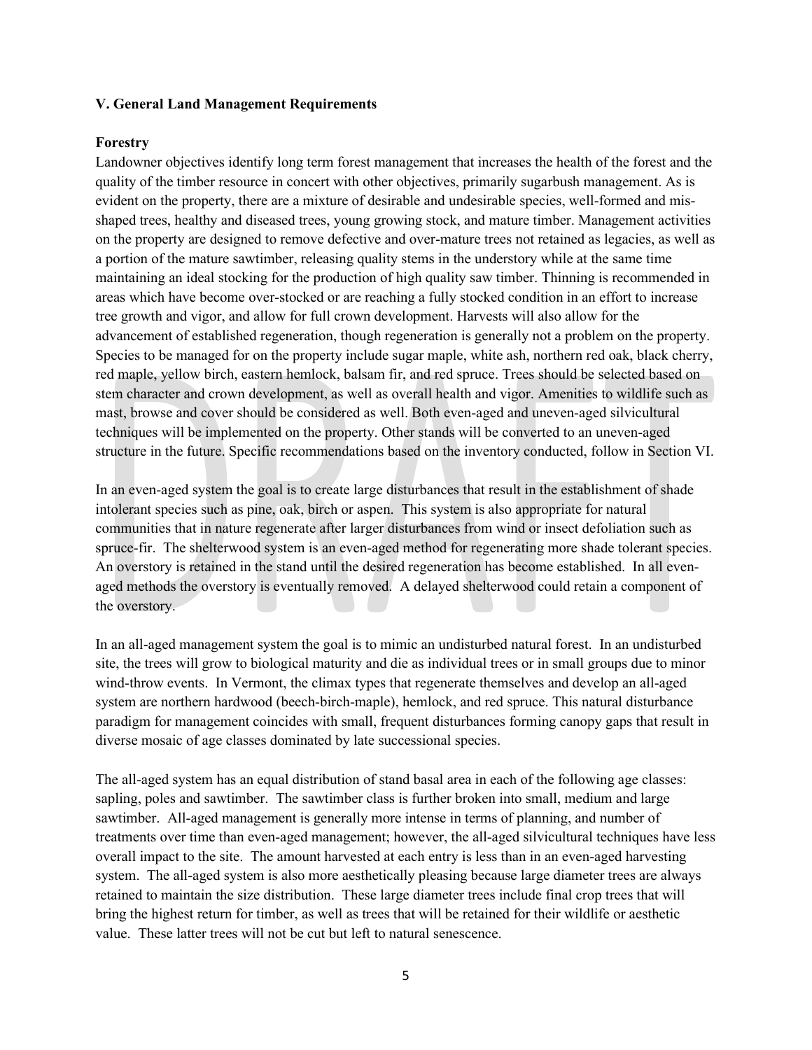## V. General Land Management Requirements

### Forestry

Landowner objectives identify long term forest management that increases the health of the forest and the quality of the timber resource in concert with other objectives, primarily sugarbush management. As is evident on the property, there are a mixture of desirable and undesirable species, well-formed and mis-shaped trees, healthy and diseased trees, young growing stock, and mature timber. Management activities on the property are designed to remove defective and over-mature trees not retained as legacies, as well as a portion of the mature sawtimber, releasing quality stems in the understory while at the same time maintaining an ideal stocking for the production of high quality saw timber. Thinning is recommended in areas which have become over-stocked or are reaching a fully stocked condition in an effort to increase tree growth and vigor, and allow for full crown development. Harvests will also allow for the advancement of established regeneration, though regeneration is generally not a problem on the property. Species to be managed for on the property include sugar maple, white ash, northern red oak, black cherry, red maple, yellow birch, eastern hemlock, balsam fir, and red spruce. Trees should be selected based on stem character and crown development, as well as overall health and vigor. Amenities to wildlife such as mast, browse and cover should be considered as well. Both even-aged and uneven-aged silvicultural techniques will be implemented on the property. Other stands will be converted to an uneven-aged structure in the future. Specific recommendations based on the inventory conducted, follow in Section VI.

In an even-aged system the goal is to create large disturbances that result in the establishment of shade intolerant species such as pine, oak, birch or aspen. This system is also appropriate for natural communities that in nature regenerate after larger disturbances from wind or insect defoliation such as spruce-fir. The shelterwood system is an even-aged method for regenerating more shade tolerant species. An overstory is retained in the stand until the desired regeneration has become established. In all even-aged methods the overstory is eventually removed. A delayed shelterwood could retain a component of the overstory.

In an all-aged management system the goal is to mimic an undisturbed natural forest. In an undisturbed site, the trees will grow to biological maturity and die as individual trees or in small groups due to minor wind-throw events. In Vermont, the climax types that regenerate themselves and develop an all-aged system are northern hardwood (beech-birch-maple), hemlock, and red spruce. This natural disturbance paradigm for management coincides with small, frequent disturbances forming canopy gaps that result in diverse mosaic of age classes dominated by late successional species.

The all-aged system has an equal distribution of stand basal area in each of the following age classes: sapling, poles and sawtimber. The sawtimber class is further broken into small, medium and large sawtimber. All-aged management is generally more intense in terms of planning, and number of treatments over time than even-aged management; however, the all-aged silvicultural techniques have less overall impact to the site. The amount harvested at each entry is less than in an even-aged harvesting system. The all-aged system is also more aesthetically pleasing because large diameter trees are always retained to maintain the size distribution. These large diameter trees include final crop trees that will bring the highest return for timber, as well as trees that will be retained for their wildlife or aesthetic value. These latter trees will not be cut but left to natural senescence.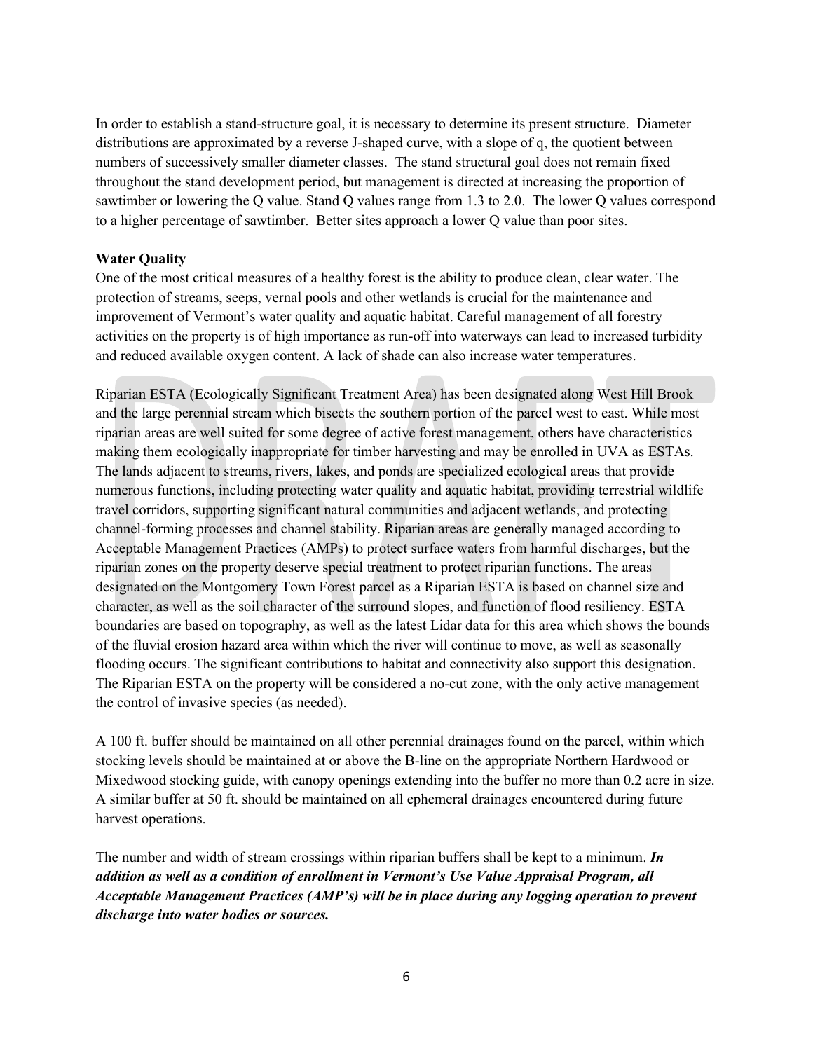In order to establish a stand-structure goal, it is necessary to determine its present structure. Diameter distributions are approximated by a reverse J-shaped curve, with a slope of q, the quotient between numbers of successively smaller diameter classes. The stand structural goal does not remain fixed throughout the stand development period, but management is directed at increasing the proportion of sawtimber or lowering the Q value. Stand Q values range from 1.3 to 2.0. The lower Q values correspond to a higher percentage of sawtimber. Better sites approach a lower Q value than poor sites.

**Water Quality**

One of the most critical measures of a healthy forest is the ability to produce clean, clear water. The protection of streams, seeps, vernal pools and other wetlands is crucial for the maintenance and improvement of Vermont's water quality and aquatic habitat. Careful management of all forestry activities on the property is of high importance as run-off into waterways can lead to increased turbidity and reduced available oxygen content. A lack of shade can also increase water temperatures.

Riparian ESTA (Ecologically Significant Treatment Area) has been designated along West Hill Brook and the large perennial stream which bisects the southern portion of the parcel west to east. While most riparian areas are well suited for some degree of active forest management, others have characteristics making them ecologically inappropriate for timber harvesting and may be enrolled in UVA as ESTAs. The lands adjacent to streams, rivers, lakes, and ponds are specialized ecological areas that provide numerous functions, including protecting water quality and aquatic habitat, providing terrestrial wildlife travel corridors, supporting significant natural communities and adjacent wetlands, and protecting channel-forming processes and channel stability. Riparian areas are generally managed according to Acceptable Management Practices (AMPs) to protect surface waters from harmful discharges, but the riparian zones on the property deserve special treatment to protect riparian functions. The areas designated on the Montgomery Town Forest parcel as a Riparian ESTA is based on channel size and character, as well as the soil character of the surround slopes, and function of flood resiliency. ESTA boundaries are based on topography, as well as the latest Lidar data for this area which shows the bounds of the fluvial erosion hazard area within which the river will continue to move, as well as seasonally flooding occurs. The significant contributions to habitat and connectivity also support this designation. The Riparian ESTA on the property will be considered a no-cut zone, with the only active management the control of invasive species (as needed).

A 100 ft. buffer should be maintained on all other perennial drainages found on the parcel, within which stocking levels should be maintained at or above the B-line on the appropriate Northern Hardwood or Mixedwood stocking guide, with canopy openings extending into the buffer no more than 0.2 acre in size. A similar buffer at 50 ft. should be maintained on all ephemeral drainages encountered during future harvest operations.

The number and width of stream crossings within riparian buffers shall be kept to a minimum. ***In addition as well as a condition of enrollment in Vermont's Use Value Appraisal Program, all Acceptable Management Practices (AMP's) will be in place during any logging operation to prevent discharge into water bodies or sources.***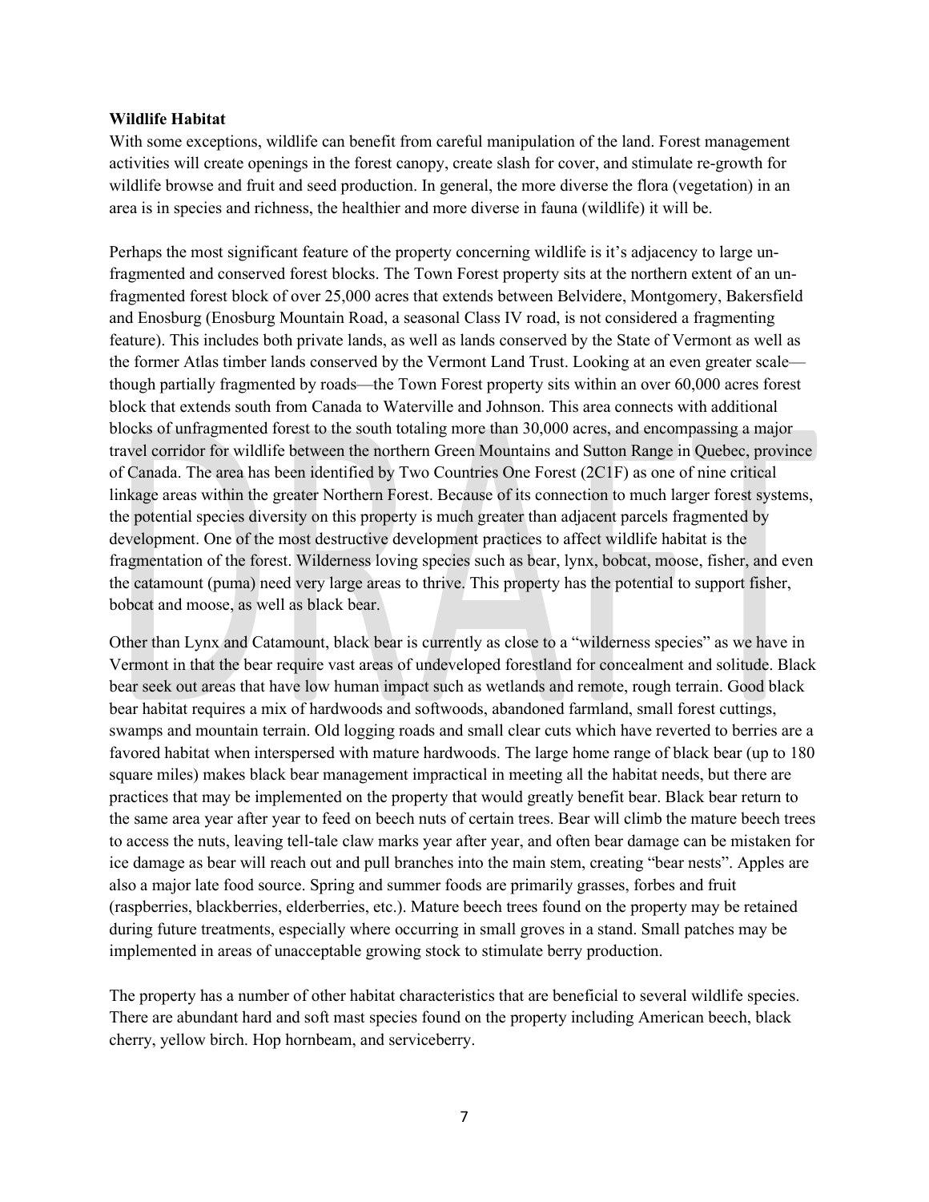**Wildlife Habitat**

With some exceptions, wildlife can benefit from careful manipulation of the land. Forest management activities will create openings in the forest canopy, create slash for cover, and stimulate re-growth for wildlife browse and fruit and seed production. In general, the more diverse the flora (vegetation) in an area is in species and richness, the healthier and more diverse in fauna (wildlife) it will be.

Perhaps the most significant feature of the property concerning wildlife is it's adjacency to large un-fragmented and conserved forest blocks. The Town Forest property sits at the northern extent of an un-fragmented forest block of over 25,000 acres that extends between Belvidere, Montgomery, Bakersfield and Enosburg (Enosburg Mountain Road, a seasonal Class IV road, is not considered a fragmenting feature). This includes both private lands, as well as lands conserved by the State of Vermont as well as the former Atlas timber lands conserved by the Vermont Land Trust. Looking at an even greater scale—though partially fragmented by roads—the Town Forest property sits within an over 60,000 acres forest block that extends south from Canada to Waterville and Johnson. This area connects with additional blocks of unfragmented forest to the south totaling more than 30,000 acres, and encompassing a major travel corridor for wildlife between the northern Green Mountains and Sutton Range in Quebec, province of Canada. The area has been identified by Two Countries One Forest (2C1F) as one of nine critical linkage areas within the greater Northern Forest. Because of its connection to much larger forest systems, the potential species diversity on this property is much greater than adjacent parcels fragmented by development. One of the most destructive development practices to affect wildlife habitat is the fragmentation of the forest. Wilderness loving species such as bear, lynx, bobcat, moose, fisher, and even the catamount (puma) need very large areas to thrive. This property has the potential to support fisher, bobcat and moose, as well as black bear.

Other than Lynx and Catamount, black bear is currently as close to a "wilderness species" as we have in Vermont in that the bear require vast areas of undeveloped forestland for concealment and solitude. Black bear seek out areas that have low human impact such as wetlands and remote, rough terrain. Good black bear habitat requires a mix of hardwoods and softwoods, abandoned farmland, small forest cuttings, swamps and mountain terrain. Old logging roads and small clear cuts which have reverted to berries are a favored habitat when interspersed with mature hardwoods. The large home range of black bear (up to 180 square miles) makes black bear management impractical in meeting all the habitat needs, but there are practices that may be implemented on the property that would greatly benefit bear. Black bear return to the same area year after year to feed on beech nuts of certain trees. Bear will climb the mature beech trees to access the nuts, leaving tell-tale claw marks year after year, and often bear damage can be mistaken for ice damage as bear will reach out and pull branches into the main stem, creating "bear nests". Apples are also a major late food source. Spring and summer foods are primarily grasses, forbes and fruit (raspberries, blackberries, elderberries, etc.). Mature beech trees found on the property may be retained during future treatments, especially where occurring in small groves in a stand. Small patches may be implemented in areas of unacceptable growing stock to stimulate berry production.

The property has a number of other habitat characteristics that are beneficial to several wildlife species. There are abundant hard and soft mast species found on the property including American beech, black cherry, yellow birch. Hop hornbeam, and serviceberry.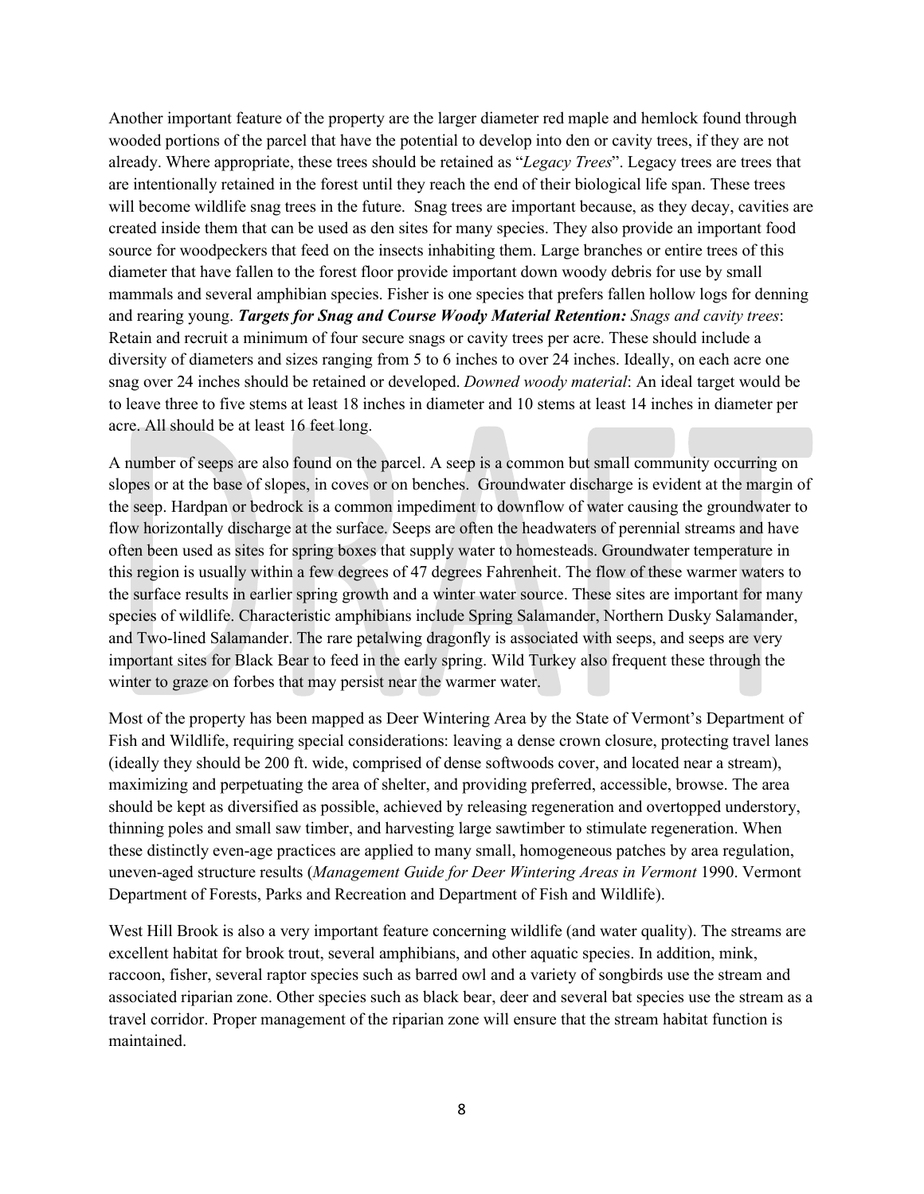Another important feature of the property are the larger diameter red maple and hemlock found through wooded portions of the parcel that have the potential to develop into den or cavity trees, if they are not already. Where appropriate, these trees should be retained as "*Legacy Trees*". Legacy trees are trees that are intentionally retained in the forest until they reach the end of their biological life span. These trees will become wildlife snag trees in the future. Snag trees are important because, as they decay, cavities are created inside them that can be used as den sites for many species. They also provide an important food source for woodpeckers that feed on the insects inhabiting them. Large branches or entire trees of this diameter that have fallen to the forest floor provide important down woody debris for use by small mammals and several amphibian species. Fisher is one species that prefers fallen hollow logs for denning and rearing young. ***Targets for Snag and Course Woody Material Retention:*** *Snags and cavity trees*: Retain and recruit a minimum of four secure snags or cavity trees per acre. These should include a diversity of diameters and sizes ranging from 5 to 6 inches to over 24 inches. Ideally, on each acre one snag over 24 inches should be retained or developed. *Downed woody material*: An ideal target would be to leave three to five stems at least 18 inches in diameter and 10 stems at least 14 inches in diameter per acre. All should be at least 16 feet long.

A number of seeps are also found on the parcel. A seep is a common but small community occurring on slopes or at the base of slopes, in coves or on benches. Groundwater discharge is evident at the margin of the seep. Hardpan or bedrock is a common impediment to downflow of water causing the groundwater to flow horizontally discharge at the surface. Seeps are often the headwaters of perennial streams and have often been used as sites for spring boxes that supply water to homesteads. Groundwater temperature in this region is usually within a few degrees of 47 degrees Fahrenheit. The flow of these warmer waters to the surface results in earlier spring growth and a winter water source. These sites are important for many species of wildlife. Characteristic amphibians include Spring Salamander, Northern Dusky Salamander, and Two-lined Salamander. The rare petalwing dragonfly is associated with seeps, and seeps are very important sites for Black Bear to feed in the early spring. Wild Turkey also frequent these through the winter to graze on forbes that may persist near the warmer water.

Most of the property has been mapped as Deer Wintering Area by the State of Vermont's Department of Fish and Wildlife, requiring special considerations: leaving a dense crown closure, protecting travel lanes (ideally they should be 200 ft. wide, comprised of dense softwoods cover, and located near a stream), maximizing and perpetuating the area of shelter, and providing preferred, accessible, browse. The area should be kept as diversified as possible, achieved by releasing regeneration and overtopped understory, thinning poles and small saw timber, and harvesting large sawtimber to stimulate regeneration. When these distinctly even-age practices are applied to many small, homogeneous patches by area regulation, uneven-aged structure results (*Management Guide for Deer Wintering Areas in Vermont* 1990. Vermont Department of Forests, Parks and Recreation and Department of Fish and Wildlife).

West Hill Brook is also a very important feature concerning wildlife (and water quality). The streams are excellent habitat for brook trout, several amphibians, and other aquatic species. In addition, mink, raccoon, fisher, several raptor species such as barred owl and a variety of songbirds use the stream and associated riparian zone. Other species such as black bear, deer and several bat species use the stream as a travel corridor. Proper management of the riparian zone will ensure that the stream habitat function is maintained.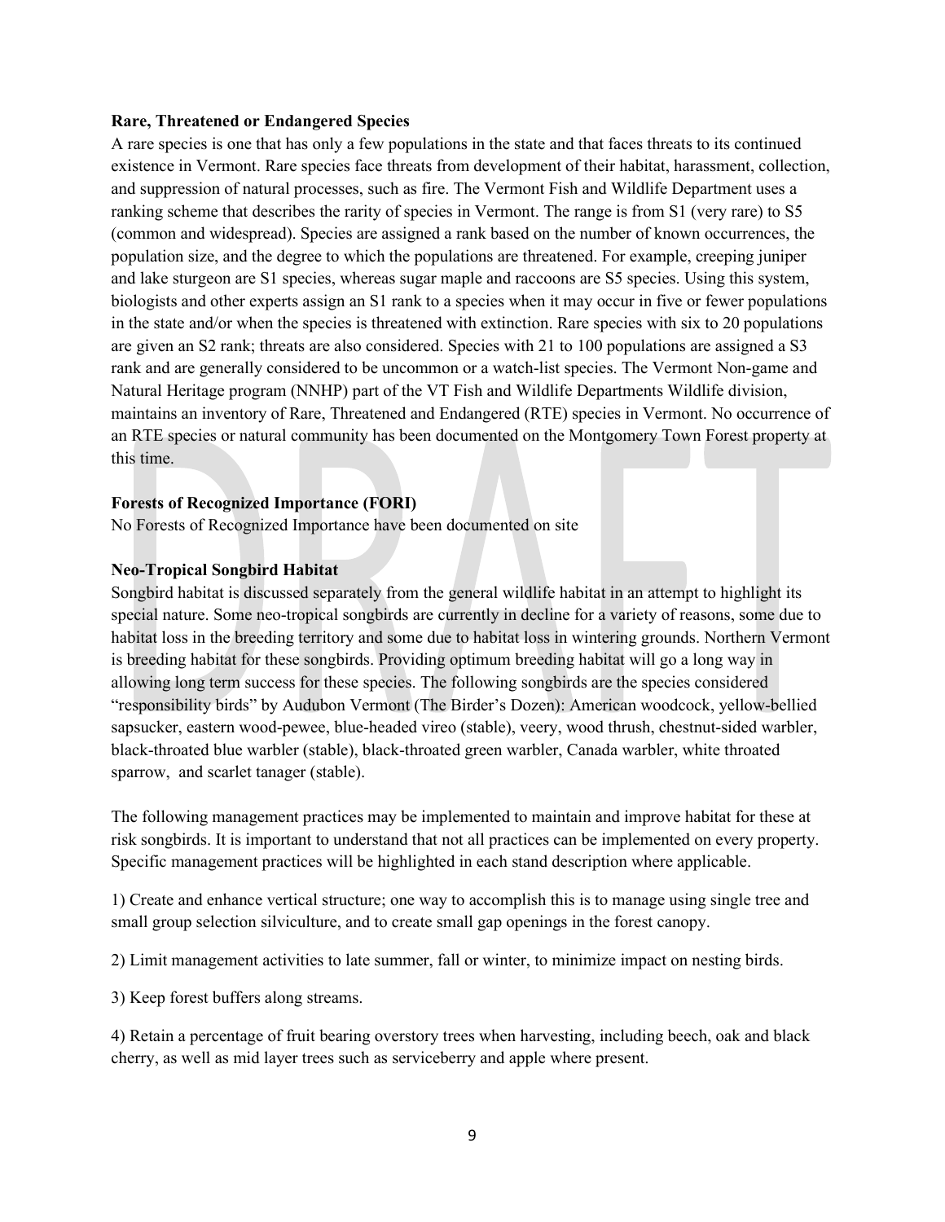**Rare, Threatened or Endangered Species**

A rare species is one that has only a few populations in the state and that faces threats to its continued existence in Vermont. Rare species face threats from development of their habitat, harassment, collection, and suppression of natural processes, such as fire. The Vermont Fish and Wildlife Department uses a ranking scheme that describes the rarity of species in Vermont. The range is from S1 (very rare) to S5 (common and widespread). Species are assigned a rank based on the number of known occurrences, the population size, and the degree to which the populations are threatened. For example, creeping juniper and lake sturgeon are S1 species, whereas sugar maple and raccoons are S5 species. Using this system, biologists and other experts assign an S1 rank to a species when it may occur in five or fewer populations in the state and/or when the species is threatened with extinction. Rare species with six to 20 populations are given an S2 rank; threats are also considered. Species with 21 to 100 populations are assigned a S3 rank and are generally considered to be uncommon or a watch-list species. The Vermont Non-game and Natural Heritage program (NNHP) part of the VT Fish and Wildlife Departments Wildlife division, maintains an inventory of Rare, Threatened and Endangered (RTE) species in Vermont. No occurrence of an RTE species or natural community has been documented on the Montgomery Town Forest property at this time.

**Forests of Recognized Importance (FORI)**

No Forests of Recognized Importance have been documented on site

**Neo-Tropical Songbird Habitat**

Songbird habitat is discussed separately from the general wildlife habitat in an attempt to highlight its special nature. Some neo-tropical songbirds are currently in decline for a variety of reasons, some due to habitat loss in the breeding territory and some due to habitat loss in wintering grounds. Northern Vermont is breeding habitat for these songbirds. Providing optimum breeding habitat will go a long way in allowing long term success for these species. The following songbirds are the species considered "responsibility birds" by Audubon Vermont (The Birder's Dozen): American woodcock, yellow-bellied sapsucker, eastern wood-pewee, blue-headed vireo (stable), veery, wood thrush, chestnut-sided warbler, black-throated blue warbler (stable), black-throated green warbler, Canada warbler, white throated sparrow, and scarlet tanager (stable).

The following management practices may be implemented to maintain and improve habitat for these at risk songbirds. It is important to understand that not all practices can be implemented on every property. Specific management practices will be highlighted in each stand description where applicable.

1) Create and enhance vertical structure; one way to accomplish this is to manage using single tree and small group selection silviculture, and to create small gap openings in the forest canopy.

2) Limit management activities to late summer, fall or winter, to minimize impact on nesting birds.

3) Keep forest buffers along streams.

4) Retain a percentage of fruit bearing overstory trees when harvesting, including beech, oak and black cherry, as well as mid layer trees such as serviceberry and apple where present.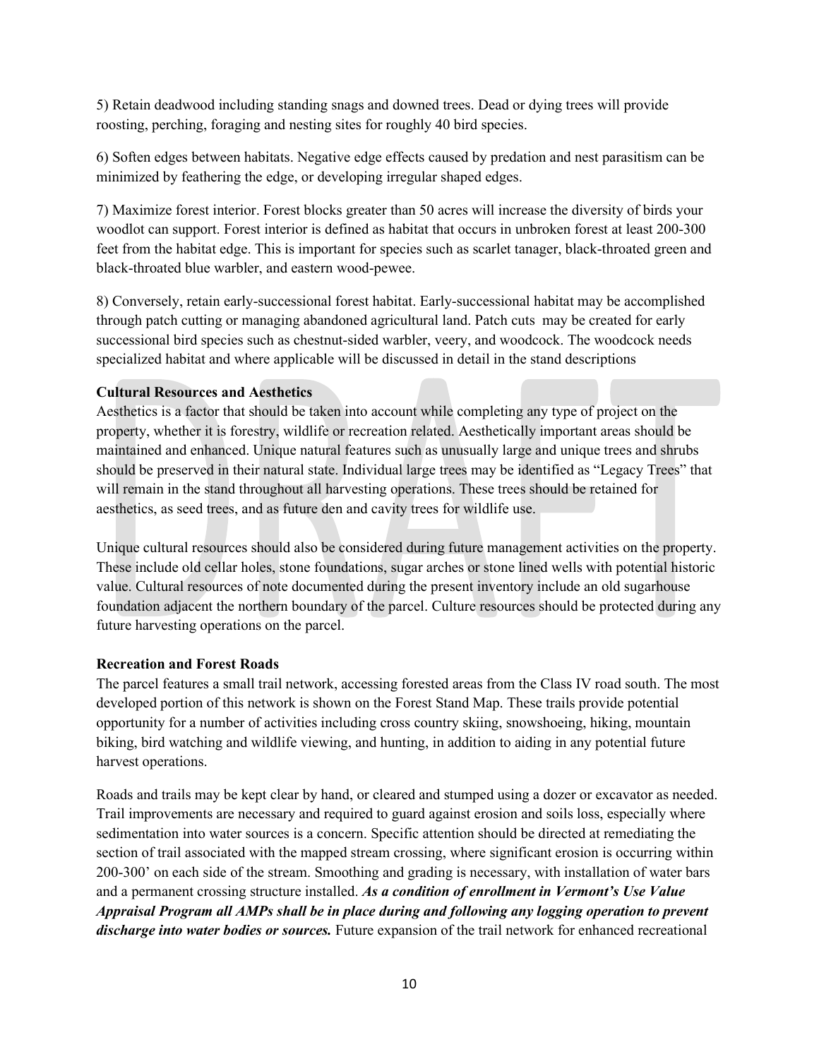5) Retain deadwood including standing snags and downed trees. Dead or dying trees will provide roosting, perching, foraging and nesting sites for roughly 40 bird species.

6) Soften edges between habitats. Negative edge effects caused by predation and nest parasitism can be minimized by feathering the edge, or developing irregular shaped edges.

7) Maximize forest interior. Forest blocks greater than 50 acres will increase the diversity of birds your woodlot can support. Forest interior is defined as habitat that occurs in unbroken forest at least 200-300 feet from the habitat edge. This is important for species such as scarlet tanager, black-throated green and black-throated blue warbler, and eastern wood-pewee.

8) Conversely, retain early-successional forest habitat. Early-successional habitat may be accomplished through patch cutting or managing abandoned agricultural land. Patch cuts may be created for early successional bird species such as chestnut-sided warbler, veery, and woodcock. The woodcock needs specialized habitat and where applicable will be discussed in detail in the stand descriptions

**Cultural Resources and Aesthetics**

Aesthetics is a factor that should be taken into account while completing any type of project on the property, whether it is forestry, wildlife or recreation related. Aesthetically important areas should be maintained and enhanced. Unique natural features such as unusually large and unique trees and shrubs should be preserved in their natural state. Individual large trees may be identified as "Legacy Trees" that will remain in the stand throughout all harvesting operations. These trees should be retained for aesthetics, as seed trees, and as future den and cavity trees for wildlife use.

Unique cultural resources should also be considered during future management activities on the property. These include old cellar holes, stone foundations, sugar arches or stone lined wells with potential historic value. Cultural resources of note documented during the present inventory include an old sugarhouse foundation adjacent the northern boundary of the parcel. Culture resources should be protected during any future harvesting operations on the parcel.

**Recreation and Forest Roads**

The parcel features a small trail network, accessing forested areas from the Class IV road south. The most developed portion of this network is shown on the Forest Stand Map. These trails provide potential opportunity for a number of activities including cross country skiing, snowshoeing, hiking, mountain biking, bird watching and wildlife viewing, and hunting, in addition to aiding in any potential future harvest operations.

Roads and trails may be kept clear by hand, or cleared and stumped using a dozer or excavator as needed. Trail improvements are necessary and required to guard against erosion and soils loss, especially where sedimentation into water sources is a concern. Specific attention should be directed at remediating the section of trail associated with the mapped stream crossing, where significant erosion is occurring within 200-300' on each side of the stream. Smoothing and grading is necessary, with installation of water bars and a permanent crossing structure installed. ***As a condition of enrollment in Vermont's Use Value Appraisal Program all AMPs shall be in place during and following any logging operation to prevent discharge into water bodies or sources.*** Future expansion of the trail network for enhanced recreational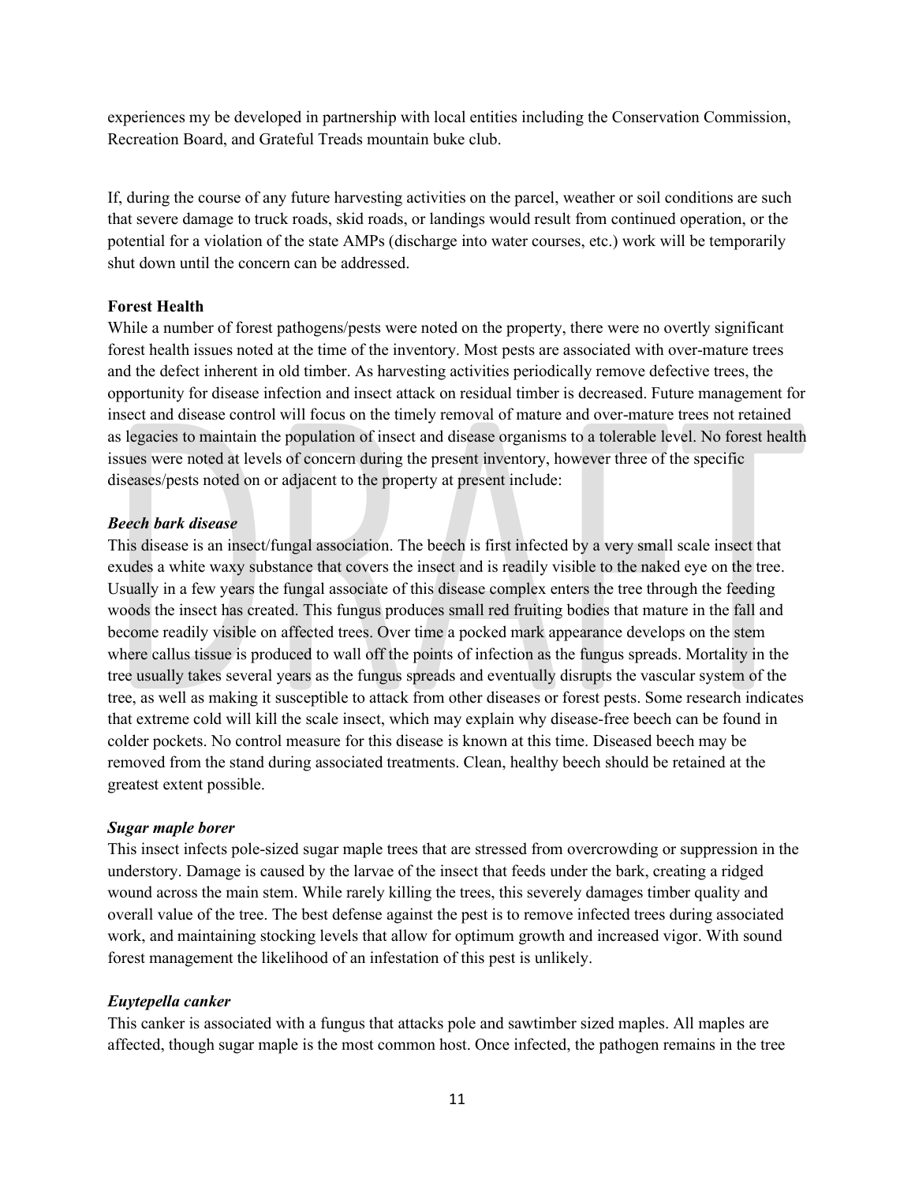experiences my be developed in partnership with local entities including the Conservation Commission, Recreation Board, and Grateful Treads mountain buke club.

If, during the course of any future harvesting activities on the parcel, weather or soil conditions are such that severe damage to truck roads, skid roads, or landings would result from continued operation, or the potential for a violation of the state AMPs (discharge into water courses, etc.) work will be temporarily shut down until the concern can be addressed.

**Forest Health**

While a number of forest pathogens/pests were noted on the property, there were no overtly significant forest health issues noted at the time of the inventory. Most pests are associated with over-mature trees and the defect inherent in old timber. As harvesting activities periodically remove defective trees, the opportunity for disease infection and insect attack on residual timber is decreased. Future management for insect and disease control will focus on the timely removal of mature and over-mature trees not retained as legacies to maintain the population of insect and disease organisms to a tolerable level. No forest health issues were noted at levels of concern during the present inventory, however three of the specific diseases/pests noted on or adjacent to the property at present include:

***Beech bark disease***

This disease is an insect/fungal association. The beech is first infected by a very small scale insect that exudes a white waxy substance that covers the insect and is readily visible to the naked eye on the tree. Usually in a few years the fungal associate of this disease complex enters the tree through the feeding woods the insect has created. This fungus produces small red fruiting bodies that mature in the fall and become readily visible on affected trees. Over time a pocked mark appearance develops on the stem where callus tissue is produced to wall off the points of infection as the fungus spreads. Mortality in the tree usually takes several years as the fungus spreads and eventually disrupts the vascular system of the tree, as well as making it susceptible to attack from other diseases or forest pests. Some research indicates that extreme cold will kill the scale insect, which may explain why disease-free beech can be found in colder pockets. No control measure for this disease is known at this time. Diseased beech may be removed from the stand during associated treatments. Clean, healthy beech should be retained at the greatest extent possible.

***Sugar maple borer***

This insect infects pole-sized sugar maple trees that are stressed from overcrowding or suppression in the understory. Damage is caused by the larvae of the insect that feeds under the bark, creating a ridged wound across the main stem. While rarely killing the trees, this severely damages timber quality and overall value of the tree. The best defense against the pest is to remove infected trees during associated work, and maintaining stocking levels that allow for optimum growth and increased vigor. With sound forest management the likelihood of an infestation of this pest is unlikely.

***Euytepella canker***

This canker is associated with a fungus that attacks pole and sawtimber sized maples. All maples are affected, though sugar maple is the most common host. Once infected, the pathogen remains in the tree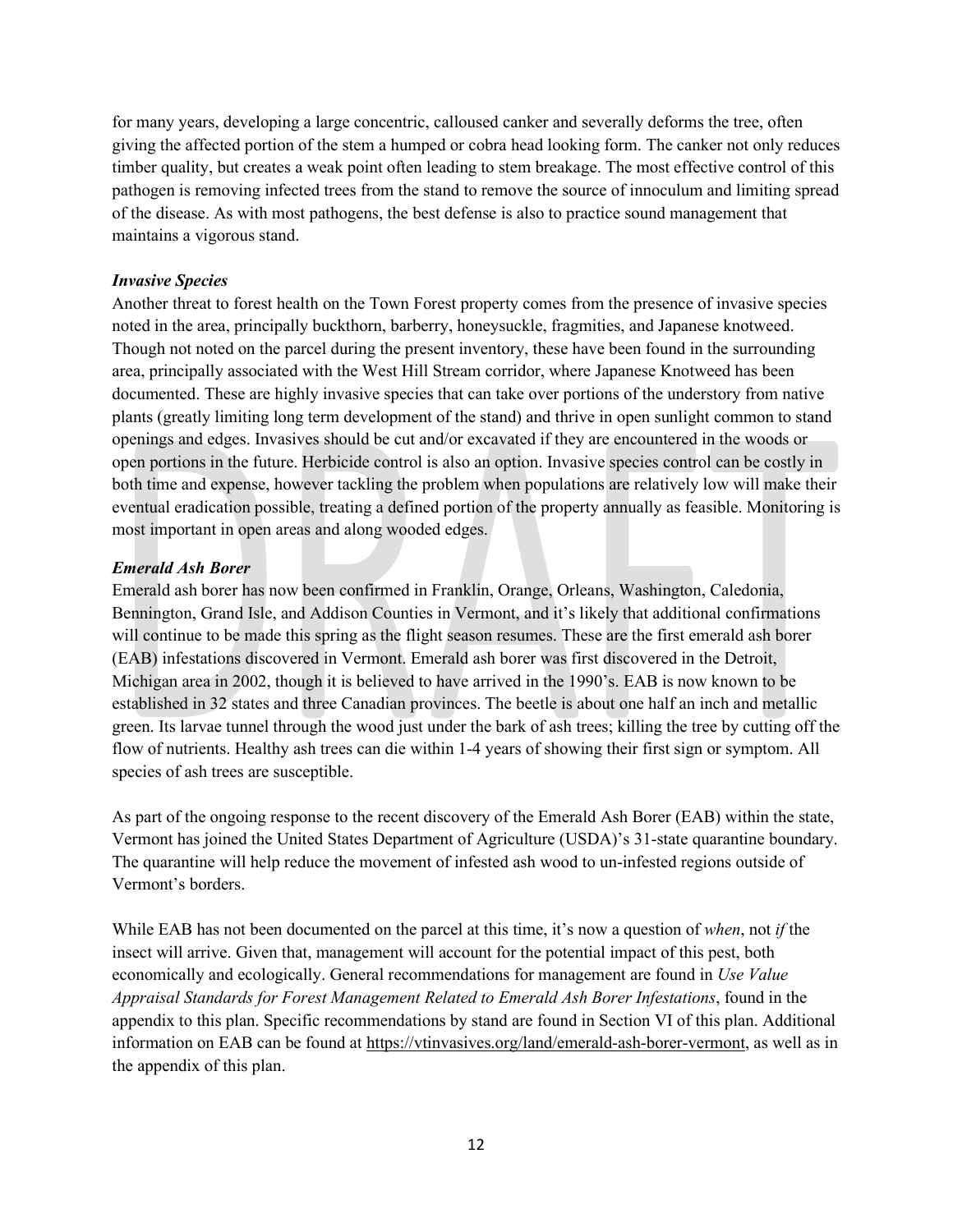for many years, developing a large concentric, calloused canker and severally deforms the tree, often giving the affected portion of the stem a humped or cobra head looking form. The canker not only reduces timber quality, but creates a weak point often leading to stem breakage. The most effective control of this pathogen is removing infected trees from the stand to remove the source of innoculum and limiting spread of the disease. As with most pathogens, the best defense is also to practice sound management that maintains a vigorous stand.

***Invasive Species***

Another threat to forest health on the Town Forest property comes from the presence of invasive species noted in the area, principally buckthorn, barberry, honeysuckle, fragmities, and Japanese knotweed. Though not noted on the parcel during the present inventory, these have been found in the surrounding area, principally associated with the West Hill Stream corridor, where Japanese Knotweed has been documented. These are highly invasive species that can take over portions of the understory from native plants (greatly limiting long term development of the stand) and thrive in open sunlight common to stand openings and edges. Invasives should be cut and/or excavated if they are encountered in the woods or open portions in the future. Herbicide control is also an option. Invasive species control can be costly in both time and expense, however tackling the problem when populations are relatively low will make their eventual eradication possible, treating a defined portion of the property annually as feasible. Monitoring is most important in open areas and along wooded edges.

***Emerald Ash Borer***

Emerald ash borer has now been confirmed in Franklin, Orange, Orleans, Washington, Caledonia, Bennington, Grand Isle, and Addison Counties in Vermont, and it's likely that additional confirmations will continue to be made this spring as the flight season resumes. These are the first emerald ash borer (EAB) infestations discovered in Vermont. Emerald ash borer was first discovered in the Detroit, Michigan area in 2002, though it is believed to have arrived in the 1990's. EAB is now known to be established in 32 states and three Canadian provinces. The beetle is about one half an inch and metallic green. Its larvae tunnel through the wood just under the bark of ash trees; killing the tree by cutting off the flow of nutrients. Healthy ash trees can die within 1-4 years of showing their first sign or symptom. All species of ash trees are susceptible.

As part of the ongoing response to the recent discovery of the Emerald Ash Borer (EAB) within the state, Vermont has joined the United States Department of Agriculture (USDA)'s 31-state quarantine boundary. The quarantine will help reduce the movement of infested ash wood to un-infested regions outside of Vermont's borders.

While EAB has not been documented on the parcel at this time, it's now a question of *when*, not *if* the insect will arrive. Given that, management will account for the potential impact of this pest, both economically and ecologically. General recommendations for management are found in *Use Value Appraisal Standards for Forest Management Related to Emerald Ash Borer Infestations*, found in the appendix to this plan. Specific recommendations by stand are found in Section VI of this plan. Additional information on EAB can be found at https://vtinvasives.org/land/emerald-ash-borer-vermont, as well as in the appendix of this plan.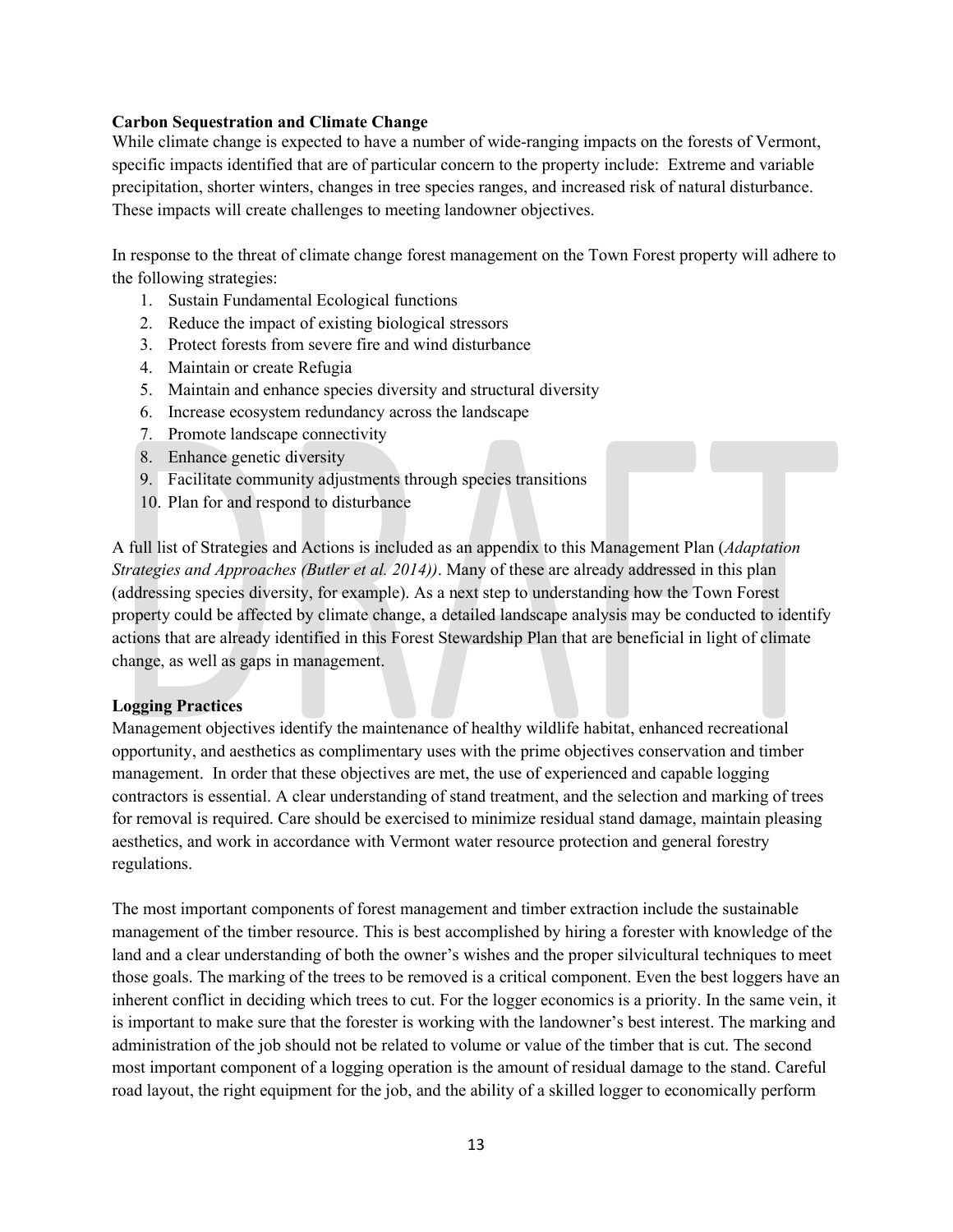**Carbon Sequestration and Climate Change**

While climate change is expected to have a number of wide-ranging impacts on the forests of Vermont, specific impacts identified that are of particular concern to the property include: Extreme and variable precipitation, shorter winters, changes in tree species ranges, and increased risk of natural disturbance. These impacts will create challenges to meeting landowner objectives.

In response to the threat of climate change forest management on the Town Forest property will adhere to the following strategies:

1. Sustain Fundamental Ecological functions
2. Reduce the impact of existing biological stressors
3. Protect forests from severe fire and wind disturbance
4. Maintain or create Refugia
5. Maintain and enhance species diversity and structural diversity
6. Increase ecosystem redundancy across the landscape
7. Promote landscape connectivity
8. Enhance genetic diversity
9. Facilitate community adjustments through species transitions
10. Plan for and respond to disturbance

A full list of Strategies and Actions is included as an appendix to this Management Plan (*Adaptation Strategies and Approaches (Butler et al. 2014))*. Many of these are already addressed in this plan (addressing species diversity, for example). As a next step to understanding how the Town Forest property could be affected by climate change, a detailed landscape analysis may be conducted to identify actions that are already identified in this Forest Stewardship Plan that are beneficial in light of climate change, as well as gaps in management.

**Logging Practices**

Management objectives identify the maintenance of healthy wildlife habitat, enhanced recreational opportunity, and aesthetics as complimentary uses with the prime objectives conservation and timber management. In order that these objectives are met, the use of experienced and capable logging contractors is essential. A clear understanding of stand treatment, and the selection and marking of trees for removal is required. Care should be exercised to minimize residual stand damage, maintain pleasing aesthetics, and work in accordance with Vermont water resource protection and general forestry regulations.

The most important components of forest management and timber extraction include the sustainable management of the timber resource. This is best accomplished by hiring a forester with knowledge of the land and a clear understanding of both the owner's wishes and the proper silvicultural techniques to meet those goals. The marking of the trees to be removed is a critical component. Even the best loggers have an inherent conflict in deciding which trees to cut. For the logger economics is a priority. In the same vein, it is important to make sure that the forester is working with the landowner's best interest. The marking and administration of the job should not be related to volume or value of the timber that is cut. The second most important component of a logging operation is the amount of residual damage to the stand. Careful road layout, the right equipment for the job, and the ability of a skilled logger to economically perform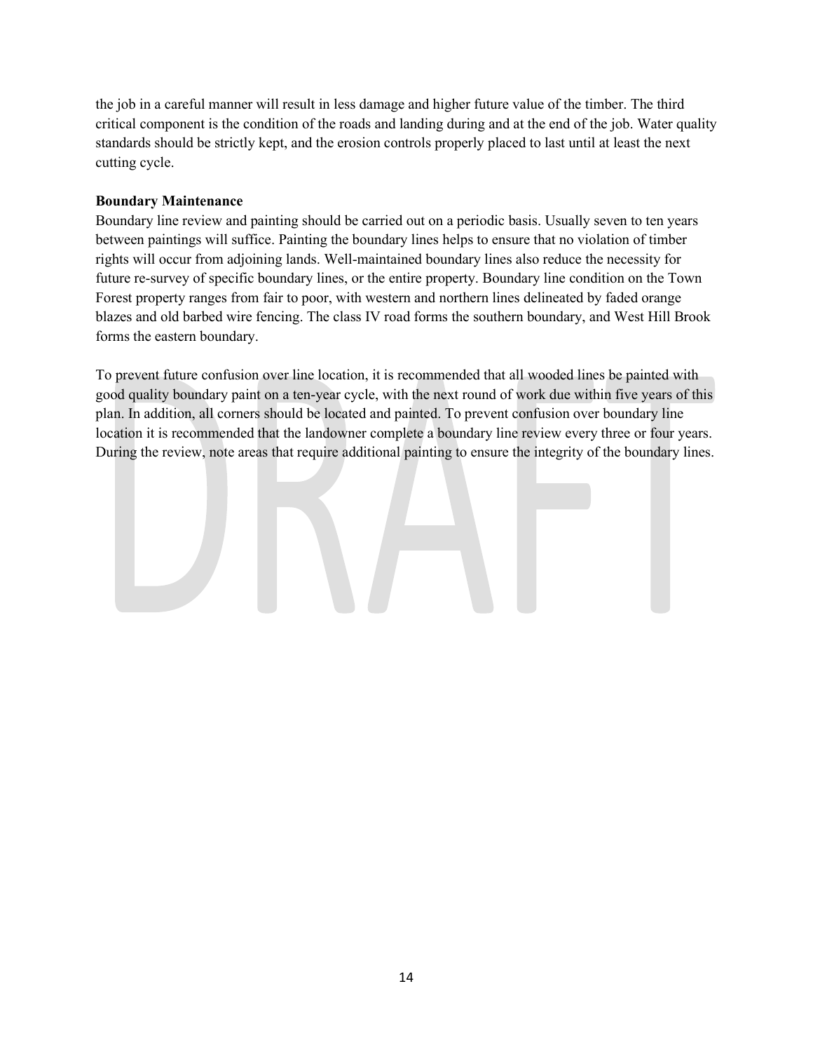the job in a careful manner will result in less damage and higher future value of the timber. The third critical component is the condition of the roads and landing during and at the end of the job. Water quality standards should be strictly kept, and the erosion controls properly placed to last until at least the next cutting cycle.

**Boundary Maintenance**

Boundary line review and painting should be carried out on a periodic basis. Usually seven to ten years between paintings will suffice. Painting the boundary lines helps to ensure that no violation of timber rights will occur from adjoining lands. Well-maintained boundary lines also reduce the necessity for future re-survey of specific boundary lines, or the entire property. Boundary line condition on the Town Forest property ranges from fair to poor, with western and northern lines delineated by faded orange blazes and old barbed wire fencing. The class IV road forms the southern boundary, and West Hill Brook forms the eastern boundary.

To prevent future confusion over line location, it is recommended that all wooded lines be painted with good quality boundary paint on a ten-year cycle, with the next round of work due within five years of this plan. In addition, all corners should be located and painted. To prevent confusion over boundary line location it is recommended that the landowner complete a boundary line review every three or four years. During the review, note areas that require additional painting to ensure the integrity of the boundary lines.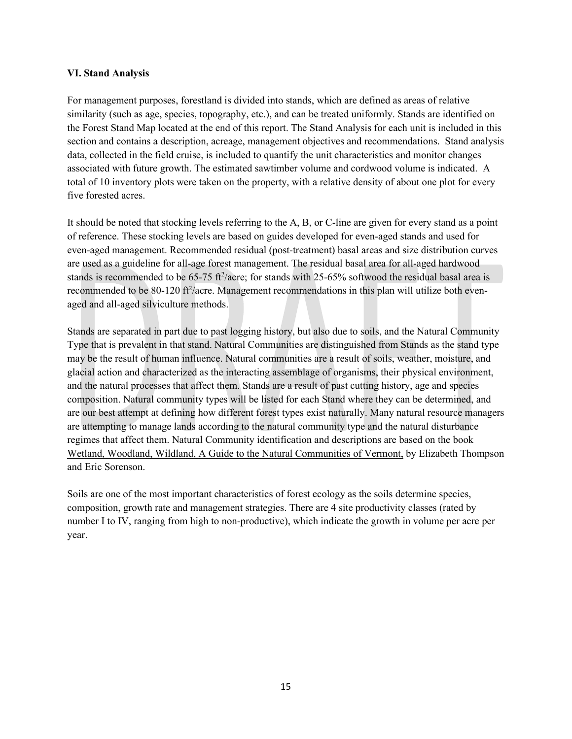## VI. Stand Analysis

For management purposes, forestland is divided into stands, which are defined as areas of relative similarity (such as age, species, topography, etc.), and can be treated uniformly. Stands are identified on the Forest Stand Map located at the end of this report. The Stand Analysis for each unit is included in this section and contains a description, acreage, management objectives and recommendations. Stand analysis data, collected in the field cruise, is included to quantify the unit characteristics and monitor changes associated with future growth. The estimated sawtimber volume and cordwood volume is indicated. A total of 10 inventory plots were taken on the property, with a relative density of about one plot for every five forested acres.

It should be noted that stocking levels referring to the A, B, or C-line are given for every stand as a point of reference. These stocking levels are based on guides developed for even-aged stands and used for even-aged management. Recommended residual (post-treatment) basal areas and size distribution curves are used as a guideline for all-age forest management. The residual basal area for all-aged hardwood stands is recommended to be 65-75 $ft^2$/acre; for stands with 25-65% softwood the residual basal area is recommended to be 80-120 $ft^2$/acre. Management recommendations in this plan will utilize both even-aged and all-aged silviculture methods.

Stands are separated in part due to past logging history, but also due to soils, and the Natural Community Type that is prevalent in that stand. Natural Communities are distinguished from Stands as the stand type may be the result of human influence. Natural communities are a result of soils, weather, moisture, and glacial action and characterized as the interacting assemblage of organisms, their physical environment, and the natural processes that affect them. Stands are a result of past cutting history, age and species composition. Natural community types will be listed for each Stand where they can be determined, and are our best attempt at defining how different forest types exist naturally. Many natural resource managers are attempting to manage lands according to the natural community type and the natural disturbance regimes that affect them. Natural Community identification and descriptions are based on the book Wetland, Woodland, Wildland, A Guide to the Natural Communities of Vermont, by Elizabeth Thompson and Eric Sorenson.

Soils are one of the most important characteristics of forest ecology as the soils determine species, composition, growth rate and management strategies. There are 4 site productivity classes (rated by number I to IV, ranging from high to non-productive), which indicate the growth in volume per acre per year.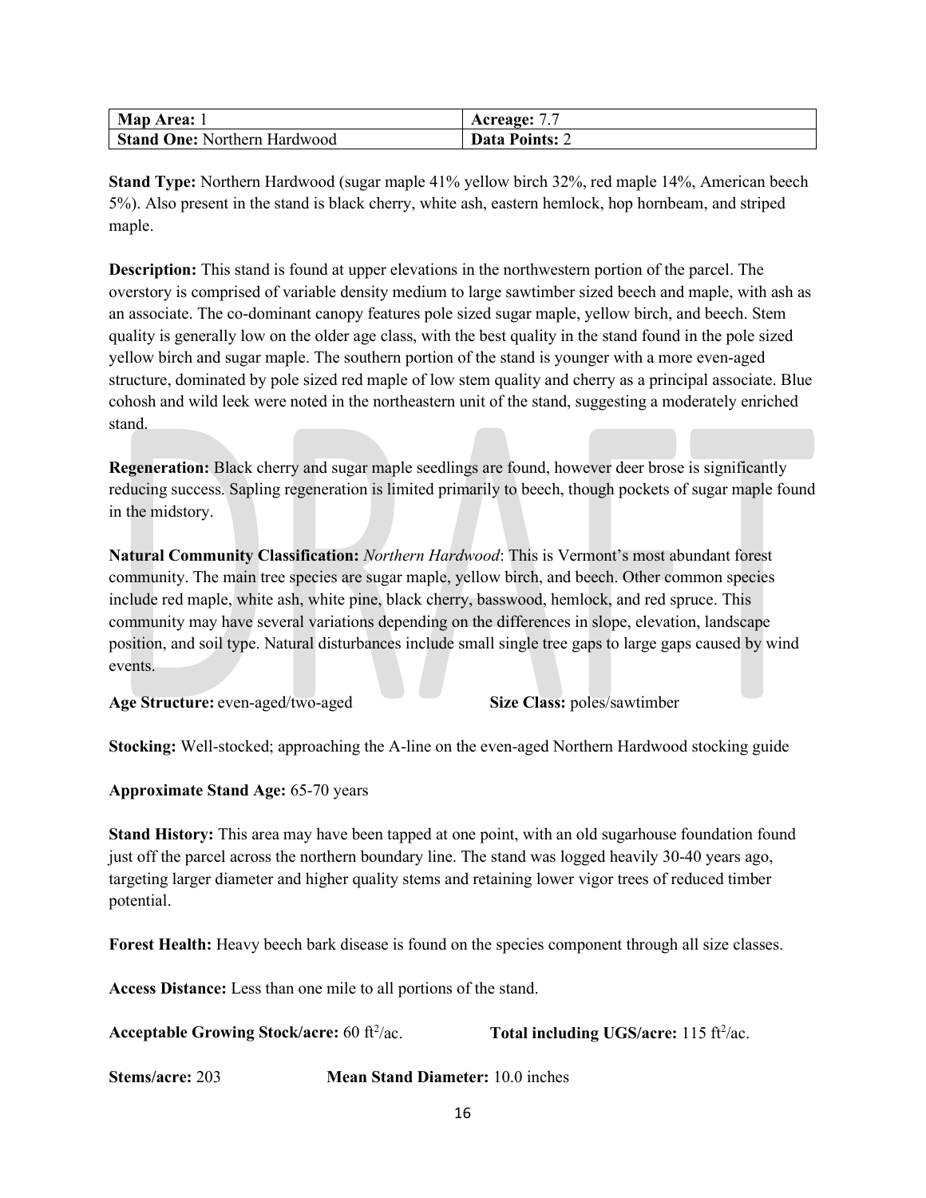| **Map Area:** 1 | **Acreage:** 7.7 |
| --- | --- |
| **Stand One:** Northern Hardwood | **Data Points:** 2 |

**Stand Type:** Northern Hardwood (sugar maple 41% yellow birch 32%, red maple 14%, American beech 5%). Also present in the stand is black cherry, white ash, eastern hemlock, hop hornbeam, and striped maple.

**Description:** This stand is found at upper elevations in the northwestern portion of the parcel. The overstory is comprised of variable density medium to large sawtimber sized beech and maple, with ash as an associate. The co-dominant canopy features pole sized sugar maple, yellow birch, and beech. Stem quality is generally low on the older age class, with the best quality in the stand found in the pole sized yellow birch and sugar maple. The southern portion of the stand is younger with a more even-aged structure, dominated by pole sized red maple of low stem quality and cherry as a principal associate. Blue cohosh and wild leek were noted in the northeastern unit of the stand, suggesting a moderately enriched stand.

**Regeneration:** Black cherry and sugar maple seedlings are found, however deer brose is significantly reducing success. Sapling regeneration is limited primarily to beech, though pockets of sugar maple found in the midstory.

**Natural Community Classification:** *Northern Hardwood*: This is Vermont's most abundant forest community. The main tree species are sugar maple, yellow birch, and beech. Other common species include red maple, white ash, white pine, black cherry, basswood, hemlock, and red spruce. This community may have several variations depending on the differences in slope, elevation, landscape position, and soil type. Natural disturbances include small single tree gaps to large gaps caused by wind events.

**Age Structure:** even-aged/two-aged **Size Class:** poles/sawtimber

**Stocking:** Well-stocked; approaching the A-line on the even-aged Northern Hardwood stocking guide

**Approximate Stand Age:** 65-70 years

**Stand History:** This area may have been tapped at one point, with an old sugarhouse foundation found just off the parcel across the northern boundary line. The stand was logged heavily 30-40 years ago, targeting larger diameter and higher quality stems and retaining lower vigor trees of reduced timber potential.

**Forest Health:** Heavy beech bark disease is found on the species component through all size classes.

**Access Distance:** Less than one mile to all portions of the stand.

**Acceptable Growing Stock/acre:** 60 $ft^2$/ac. **Total including UGS/acre:** 115 $ft^2$/ac.

**Stems/acre:** 203 **Mean Stand Diameter:** 10.0 inches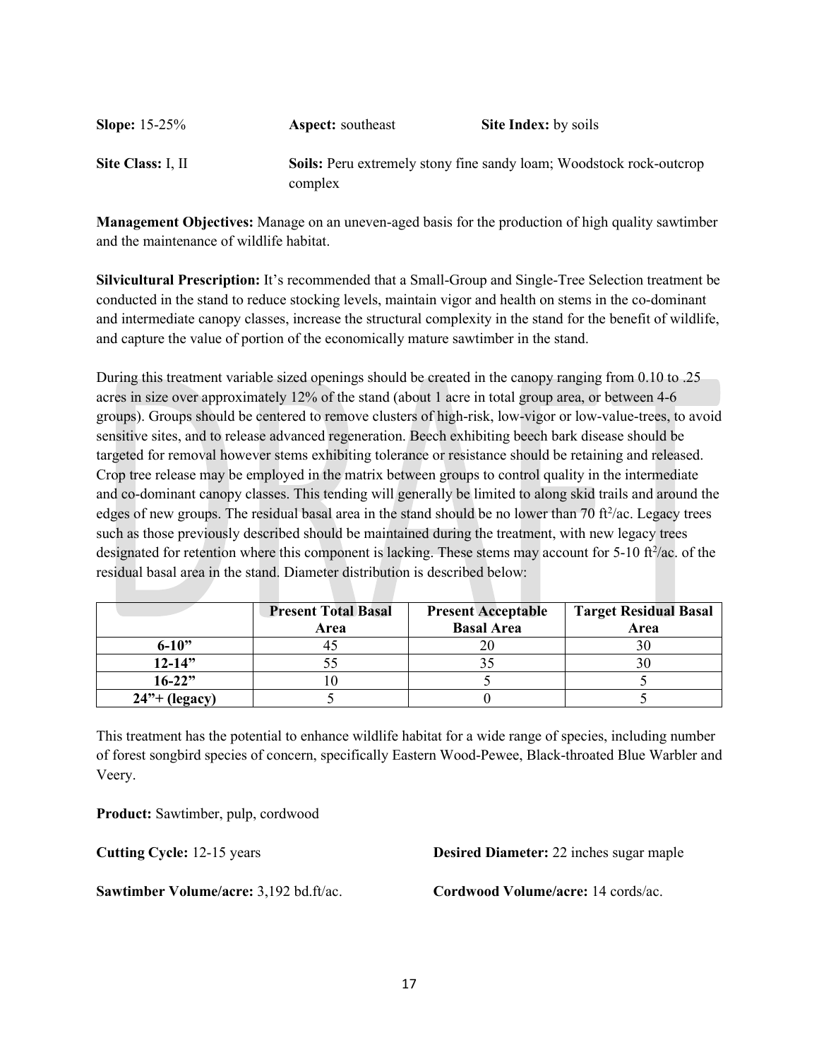**Slope:** 15-25% **Aspect:** southeast **Site Index:** by soils

**Site Class:** I, II **Soils:** Peru extremely stony fine sandy loam; Woodstock rock-outcrop complex

**Management Objectives:** Manage on an uneven-aged basis for the production of high quality sawtimber and the maintenance of wildlife habitat.

**Silvicultural Prescription:** It's recommended that a Small-Group and Single-Tree Selection treatment be conducted in the stand to reduce stocking levels, maintain vigor and health on stems in the co-dominant and intermediate canopy classes, increase the structural complexity in the stand for the benefit of wildlife, and capture the value of portion of the economically mature sawtimber in the stand.

During this treatment variable sized openings should be created in the canopy ranging from 0.10 to .25 acres in size over approximately 12% of the stand (about 1 acre in total group area, or between 4-6 groups). Groups should be centered to remove clusters of high-risk, low-vigor or low-value-trees, to avoid sensitive sites, and to release advanced regeneration. Beech exhibiting beech bark disease should be targeted for removal however stems exhibiting tolerance or resistance should be retaining and released. Crop tree release may be employed in the matrix between groups to control quality in the intermediate and co-dominant canopy classes. This tending will generally be limited to along skid trails and around the edges of new groups. The residual basal area in the stand should be no lower than 70 $ft^2$/ac. Legacy trees such as those previously described should be maintained during the treatment, with new legacy trees designated for retention where this component is lacking. These stems may account for 5-10 $ft^2$/ac. of the residual basal area in the stand. Diameter distribution is described below:

| | Present Total Basal Area | Present Acceptable Basal Area | Target Residual Basal Area |
|---|---|---|---|
| **6-10"** | 45 | 20 | 30 |
| **12-14"** | 55 | 35 | 30 |
| **16-22"** | 10 | 5 | 5 |
| **24"+ (legacy)** | 5 | 0 | 5 |

This treatment has the potential to enhance wildlife habitat for a wide range of species, including number of forest songbird species of concern, specifically Eastern Wood-Pewee, Black-throated Blue Warbler and Veery.

**Product:** Sawtimber, pulp, cordwood

**Cutting Cycle:** 12-15 years **Desired Diameter:** 22 inches sugar maple

**Sawtimber Volume/acre:** 3,192 bd.ft/ac. **Cordwood Volume/acre:** 14 cords/ac.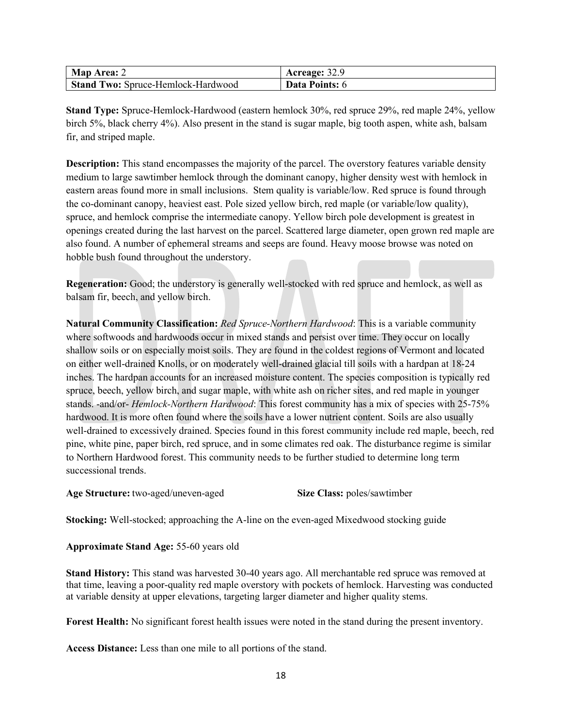| **Map Area:** 2 | **Acreage:** 32.9 |
| --- | --- |
| **Stand Two:** Spruce-Hemlock-Hardwood | **Data Points:** 6 |

**Stand Type:** Spruce-Hemlock-Hardwood (eastern hemlock 30%, red spruce 29%, red maple 24%, yellow birch 5%, black cherry 4%). Also present in the stand is sugar maple, big tooth aspen, white ash, balsam fir, and striped maple.

**Description:** This stand encompasses the majority of the parcel. The overstory features variable density medium to large sawtimber hemlock through the dominant canopy, higher density west with hemlock in eastern areas found more in small inclusions. Stem quality is variable/low. Red spruce is found through the co-dominant canopy, heaviest east. Pole sized yellow birch, red maple (or variable/low quality), spruce, and hemlock comprise the intermediate canopy. Yellow birch pole development is greatest in openings created during the last harvest on the parcel. Scattered large diameter, open grown red maple are also found. A number of ephemeral streams and seeps are found. Heavy moose browse was noted on hobble bush found throughout the understory.

**Regeneration:** Good; the understory is generally well-stocked with red spruce and hemlock, as well as balsam fir, beech, and yellow birch.

**Natural Community Classification:** *Red Spruce-Northern Hardwood*: This is a variable community where softwoods and hardwoods occur in mixed stands and persist over time. They occur on locally shallow soils or on especially moist soils. They are found in the coldest regions of Vermont and located on either well-drained Knolls, or on moderately well-drained glacial till soils with a hardpan at 18-24 inches. The hardpan accounts for an increased moisture content. The species composition is typically red spruce, beech, yellow birch, and sugar maple, with white ash on richer sites, and red maple in younger stands. -and/or- *Hemlock-Northern Hardwood*: This forest community has a mix of species with 25-75% hardwood. It is more often found where the soils have a lower nutrient content. Soils are also usually well-drained to excessively drained. Species found in this forest community include red maple, beech, red pine, white pine, paper birch, red spruce, and in some climates red oak. The disturbance regime is similar to Northern Hardwood forest. This community needs to be further studied to determine long term successional trends.

**Age Structure:** two-aged/uneven-aged **Size Class:** poles/sawtimber

**Stocking:** Well-stocked; approaching the A-line on the even-aged Mixedwood stocking guide

**Approximate Stand Age:** 55-60 years old

**Stand History:** This stand was harvested 30-40 years ago. All merchantable red spruce was removed at that time, leaving a poor-quality red maple overstory with pockets of hemlock. Harvesting was conducted at variable density at upper elevations, targeting larger diameter and higher quality stems.

**Forest Health:** No significant forest health issues were noted in the stand during the present inventory.

**Access Distance:** Less than one mile to all portions of the stand.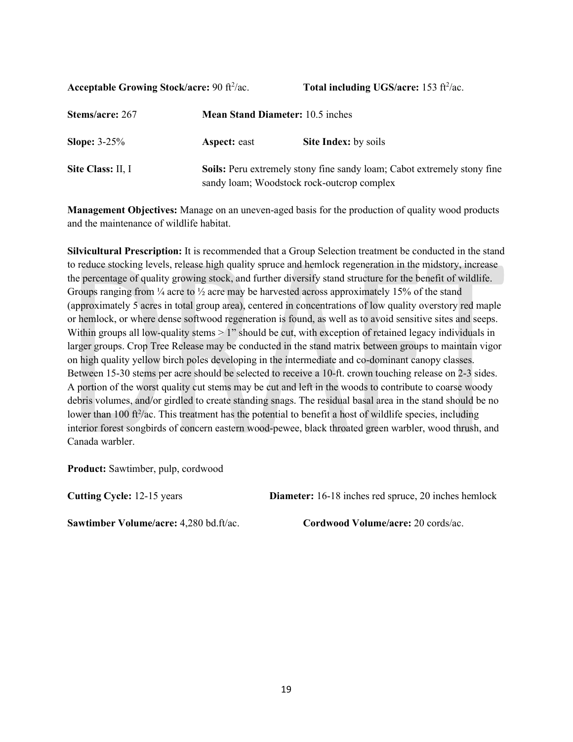**Acceptable Growing Stock/acre:** 90 $ft^2$/ac. **Total including UGS/acre:** 153 $ft^2$/ac.

**Stems/acre:** 267 **Mean Stand Diameter:** 10.5 inches

**Slope:** 3-25% **Aspect:** east **Site Index:** by soils

**Site Class:** II, I **Soils:** Peru extremely stony fine sandy loam; Cabot extremely stony fine sandy loam; Woodstock rock-outcrop complex

**Management Objectives:** Manage on an uneven-aged basis for the production of quality wood products and the maintenance of wildlife habitat.

**Silvicultural Prescription:** It is recommended that a Group Selection treatment be conducted in the stand to reduce stocking levels, release high quality spruce and hemlock regeneration in the midstory, increase the percentage of quality growing stock, and further diversify stand structure for the benefit of wildlife. Groups ranging from ¼ acre to ½ acre may be harvested across approximately 15% of the stand (approximately 5 acres in total group area), centered in concentrations of low quality overstory red maple or hemlock, or where dense softwood regeneration is found, as well as to avoid sensitive sites and seeps. Within groups all low-quality stems > 1" should be cut, with exception of retained legacy individuals in larger groups. Crop Tree Release may be conducted in the stand matrix between groups to maintain vigor on high quality yellow birch poles developing in the intermediate and co-dominant canopy classes. Between 15-30 stems per acre should be selected to receive a 10-ft. crown touching release on 2-3 sides. A portion of the worst quality cut stems may be cut and left in the woods to contribute to coarse woody debris volumes, and/or girdled to create standing snags. The residual basal area in the stand should be no lower than 100 $ft^2$/ac. This treatment has the potential to benefit a host of wildlife species, including interior forest songbirds of concern eastern wood-pewee, black throated green warbler, wood thrush, and Canada warbler.

**Product:** Sawtimber, pulp, cordwood

**Cutting Cycle:** 12-15 years **Diameter:** 16-18 inches red spruce, 20 inches hemlock

**Sawtimber Volume/acre:** 4,280 bd.ft/ac. **Cordwood Volume/acre:** 20 cords/ac.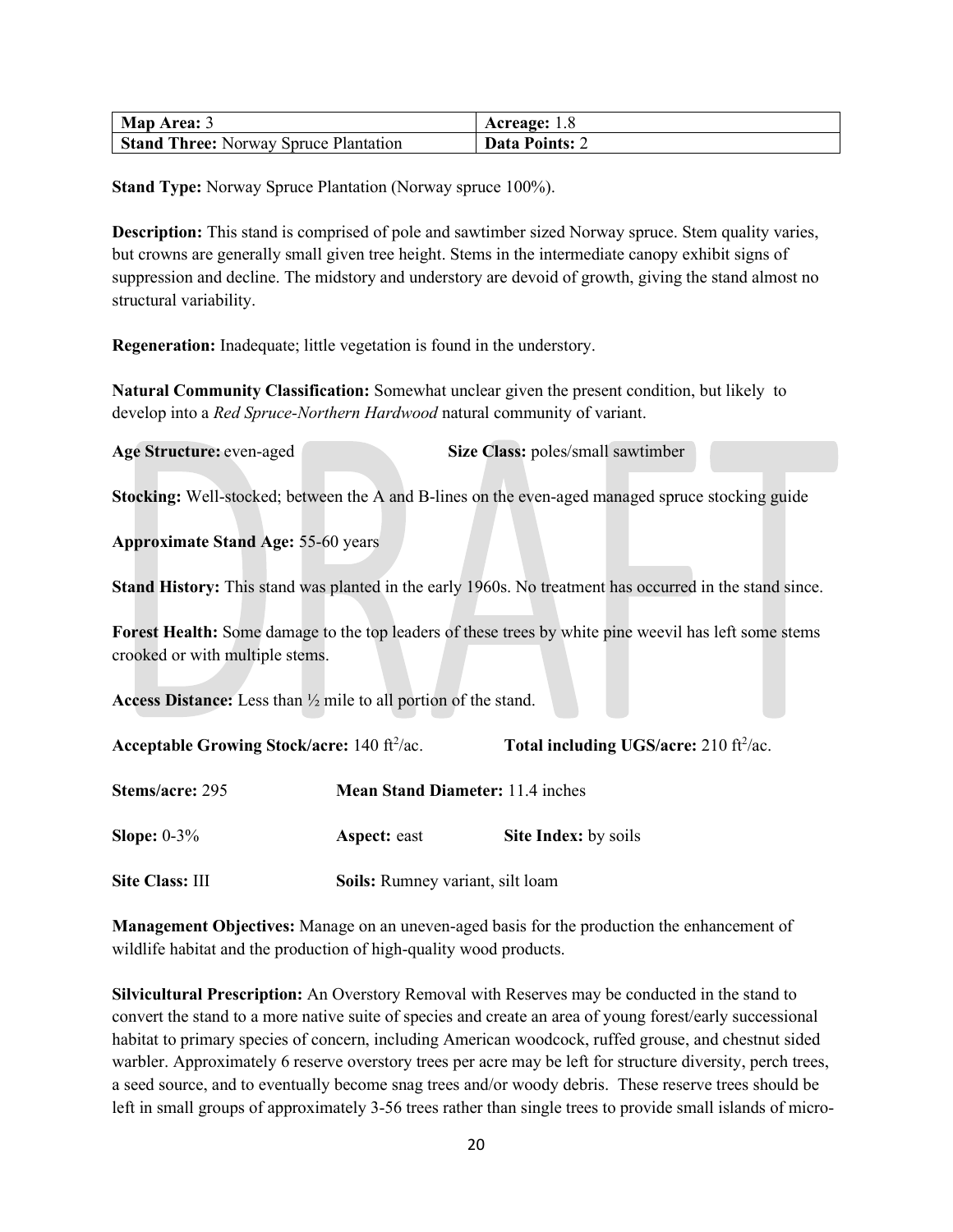| **Map Area:** 3 | **Acreage:** 1.8 |
|---|---|
| **Stand Three:** Norway Spruce Plantation | **Data Points:** 2 |

**Stand Type:** Norway Spruce Plantation (Norway spruce 100%).

**Description:** This stand is comprised of pole and sawtimber sized Norway spruce. Stem quality varies, but crowns are generally small given tree height. Stems in the intermediate canopy exhibit signs of suppression and decline. The midstory and understory are devoid of growth, giving the stand almost no structural variability.

**Regeneration:** Inadequate; little vegetation is found in the understory.

**Natural Community Classification:** Somewhat unclear given the present condition, but likely to develop into a *Red Spruce-Northern Hardwood* natural community of variant.

**Age Structure:** even-aged **Size Class:** poles/small sawtimber

**Stocking:** Well-stocked; between the A and B-lines on the even-aged managed spruce stocking guide

**Approximate Stand Age:** 55-60 years

**Stand History:** This stand was planted in the early 1960s. No treatment has occurred in the stand since.

**Forest Health:** Some damage to the top leaders of these trees by white pine weevil has left some stems crooked or with multiple stems.

**Access Distance:** Less than ½ mile to all portion of the stand.

**Acceptable Growing Stock/acre:** 140 $ft^2$/ac. **Total including UGS/acre:** 210 $ft^2$/ac.

**Stems/acre:** 295 **Mean Stand Diameter:** 11.4 inches

**Slope:** 0-3% **Aspect:** east **Site Index:** by soils

**Site Class:** III **Soils:** Rumney variant, silt loam

**Management Objectives:** Manage on an uneven-aged basis for the production the enhancement of wildlife habitat and the production of high-quality wood products.

**Silvicultural Prescription:** An Overstory Removal with Reserves may be conducted in the stand to convert the stand to a more native suite of species and create an area of young forest/early successional habitat to primary species of concern, including American woodcock, ruffed grouse, and chestnut sided warbler. Approximately 6 reserve overstory trees per acre may be left for structure diversity, perch trees, a seed source, and to eventually become snag trees and/or woody debris. These reserve trees should be left in small groups of approximately 3-56 trees rather than single trees to provide small islands of micro-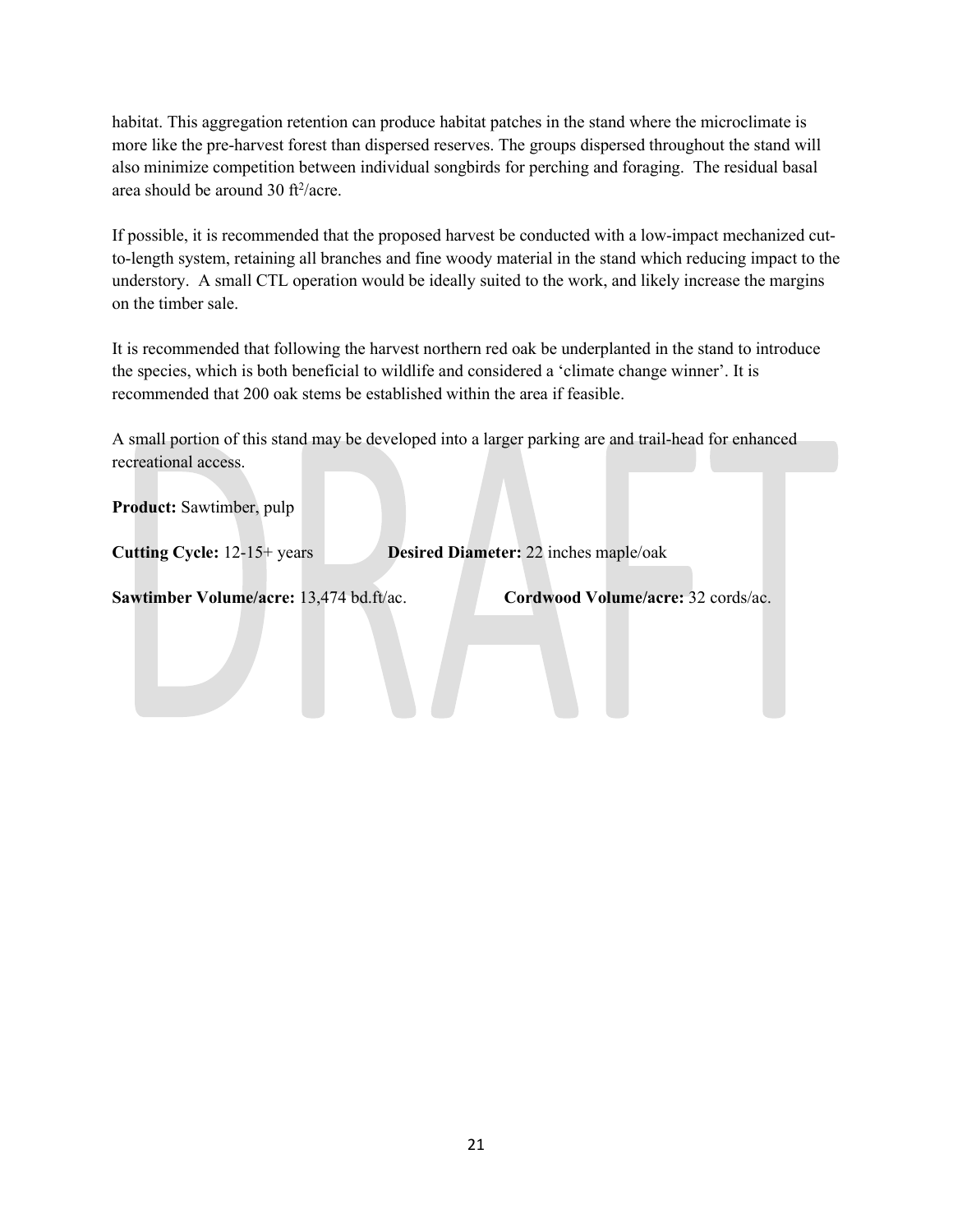habitat. This aggregation retention can produce habitat patches in the stand where the microclimate is more like the pre-harvest forest than dispersed reserves. The groups dispersed throughout the stand will also minimize competition between individual songbirds for perching and foraging. The residual basal area should be around 30 $ft^2$/acre.

If possible, it is recommended that the proposed harvest be conducted with a low-impact mechanized cut-to-length system, retaining all branches and fine woody material in the stand which reducing impact to the understory. A small CTL operation would be ideally suited to the work, and likely increase the margins on the timber sale.

It is recommended that following the harvest northern red oak be underplanted in the stand to introduce the species, which is both beneficial to wildlife and considered a 'climate change winner'. It is recommended that 200 oak stems be established within the area if feasible.

A small portion of this stand may be developed into a larger parking are and trail-head for enhanced recreational access.

**Product:** Sawtimber, pulp

**Cutting Cycle:** 12-15+ years **Desired Diameter:** 22 inches maple/oak

**Sawtimber Volume/acre:** 13,474 bd.ft/ac. **Cordwood Volume/acre:** 32 cords/ac.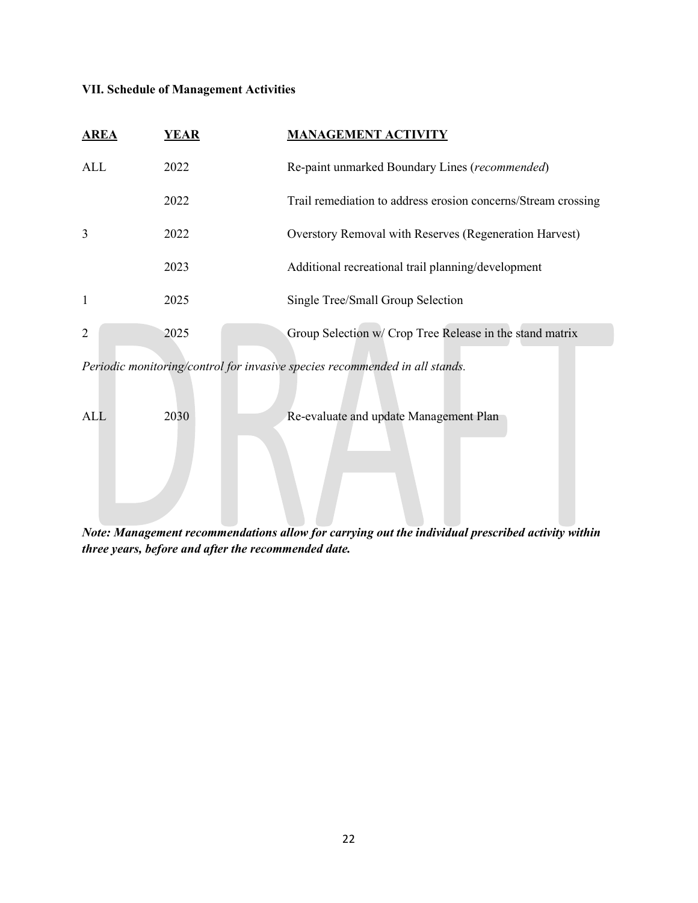### VII. Schedule of Management Activities

| AREA | YEAR | MANAGEMENT ACTIVITY |
|---|---|---|
| ALL | 2022 | Re-paint unmarked Boundary Lines (*recommended*) |
| | 2022 | Trail remediation to address erosion concerns/Stream crossing |
| 3 | 2022 | Overstory Removal with Reserves (Regeneration Harvest) |
| | 2023 | Additional recreational trail planning/development |
| 1 | 2025 | Single Tree/Small Group Selection |
| 2 | 2025 | Group Selection w/ Crop Tree Release in the stand matrix |

*Periodic monitoring/control for invasive species recommended in all stands.*

| | | |
|---|---|---|
| ALL | 2030 | Re-evaluate and update Management Plan |

***Note: Management recommendations allow for carrying out the individual prescribed activity within three years, before and after the recommended date.***